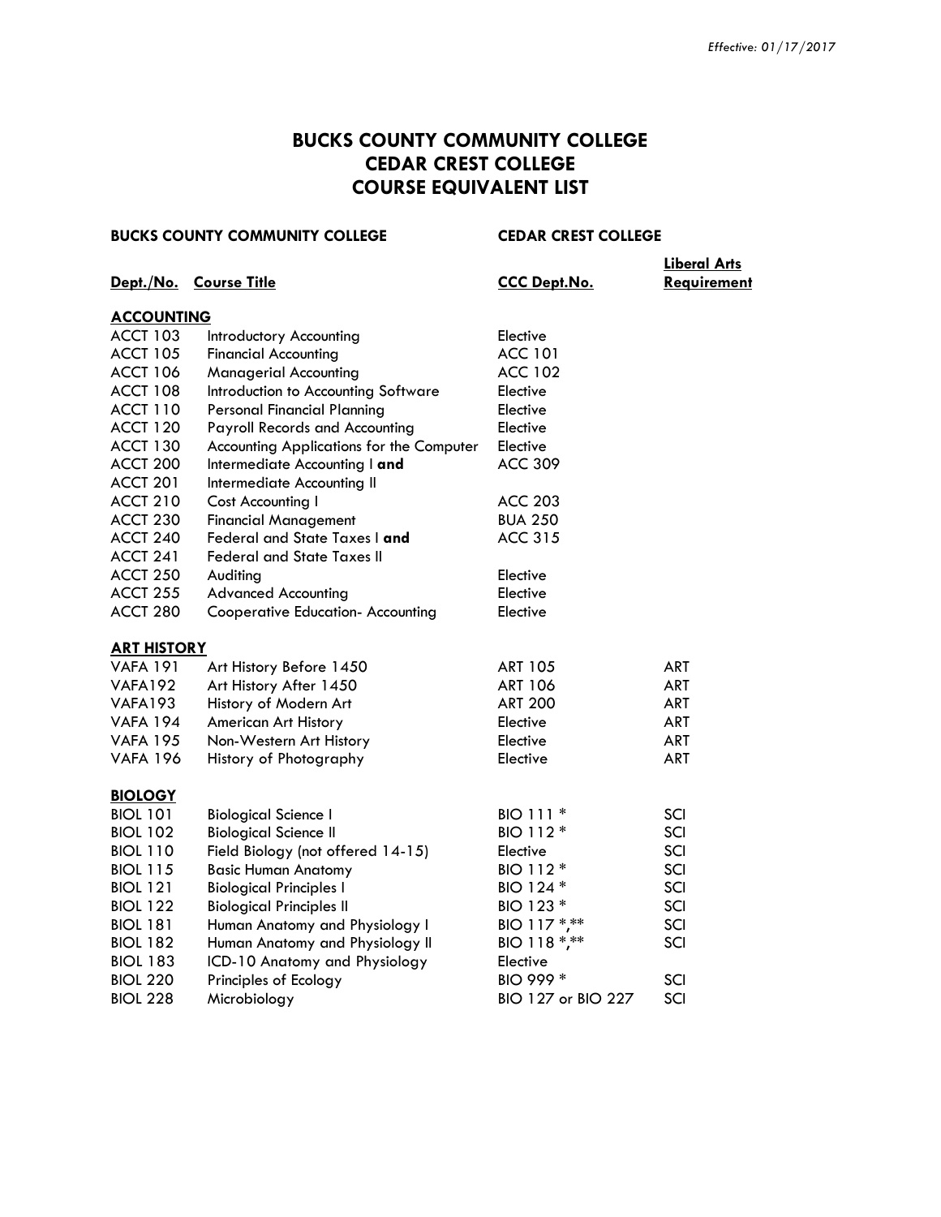*Effective: 01/17/2017*

# BUCKS COUNTY COMMUNITY COLLEGE
# CEDAR CREST COLLEGE
# COURSE EQUIVALENT LIST

| BUCKS COUNTY COMMUNITY COLLEGE | | CEDAR CREST COLLEGE | |
|---|---|---|---|
| **Dept./No.** | **Course Title** | **CCC Dept.No.** | **Liberal Arts Requirement** |
| **ACCOUNTING** | | | |
| ACCT 103 | Introductory Accounting | Elective | |
| ACCT 105 | Financial Accounting | ACC 101 | |
| ACCT 106 | Managerial Accounting | ACC 102 | |
| ACCT 108 | Introduction to Accounting Software | Elective | |
| ACCT 110 | Personal Financial Planning | Elective | |
| ACCT 120 | Payroll Records and Accounting | Elective | |
| ACCT 130 | Accounting Applications for the Computer | Elective | |
| ACCT 200 | Intermediate Accounting I **and** | ACC 309 | |
| ACCT 201 | Intermediate Accounting II | | |
| ACCT 210 | Cost Accounting I | ACC 203 | |
| ACCT 230 | Financial Management | BUA 250 | |
| ACCT 240 | Federal and State Taxes I **and** | ACC 315 | |
| ACCT 241 | Federal and State Taxes II | | |
| ACCT 250 | Auditing | Elective | |
| ACCT 255 | Advanced Accounting | Elective | |
| ACCT 280 | Cooperative Education- Accounting | Elective | |
| **ART HISTORY** | | | |
| VAFA 191 | Art History Before 1450 | ART 105 | ART |
| VAFA192 | Art History After 1450 | ART 106 | ART |
| VAFA193 | History of Modern Art | ART 200 | ART |
| VAFA 194 | American Art History | Elective | ART |
| VAFA 195 | Non-Western Art History | Elective | ART |
| VAFA 196 | History of Photography | Elective | ART |
| **BIOLOGY** | | | |
| BIOL 101 | Biological Science I | BIO 111 * | SCI |
| BIOL 102 | Biological Science II | BIO 112 * | SCI |
| BIOL 110 | Field Biology (not offered 14-15) | Elective | SCI |
| BIOL 115 | Basic Human Anatomy | BIO 112 * | SCI |
| BIOL 121 | Biological Principles I | BIO 124 * | SCI |
| BIOL 122 | Biological Principles II | BIO 123 * | SCI |
| BIOL 181 | Human Anatomy and Physiology I | BIO 117 *,** | SCI |
| BIOL 182 | Human Anatomy and Physiology II | BIO 118 *,** | SCI |
| BIOL 183 | ICD-10 Anatomy and Physiology | Elective | |
| BIOL 220 | Principles of Ecology | BIO 999 * | SCI |
| BIOL 228 | Microbiology | BIO 127 or BIO 227 | SCI |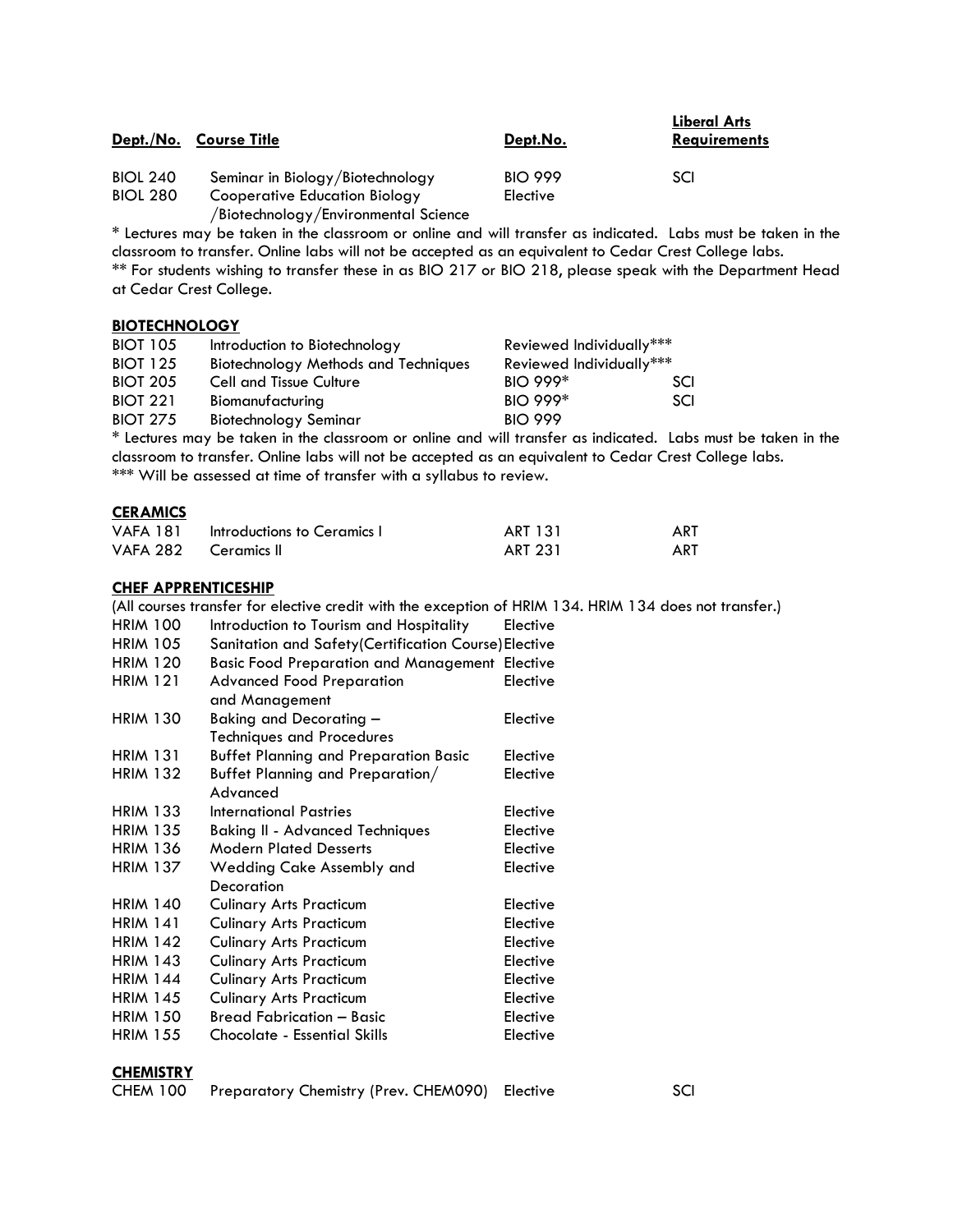| Dept./No. | Course Title | Dept.No. | Liberal Arts Requirements |
|---|---|---|---|
| BIOL 240 | Seminar in Biology/Biotechnology | BIO 999 | SCI |
| BIOL 280 | Cooperative Education Biology /Biotechnology/Environmental Science | Elective | |

* Lectures may be taken in the classroom or online and will transfer as indicated. Labs must be taken in the classroom to transfer. Online labs will not be accepted as an equivalent to Cedar Crest College labs.
** For students wishing to transfer these in as BIO 217 or BIO 218, please speak with the Department Head at Cedar Crest College.

**BIOTECHNOLOGY**

| Dept./No. | Course Title | Dept.No. | Liberal Arts Requirements |
|---|---|---|---|
| BIOT 105 | Introduction to Biotechnology | Reviewed Individually*** | |
| BIOT 125 | Biotechnology Methods and Techniques | Reviewed Individually*** | |
| BIOT 205 | Cell and Tissue Culture | BIO 999* | SCI |
| BIOT 221 | Biomanufacturing | BIO 999* | SCI |
| BIOT 275 | Biotechnology Seminar | BIO 999 | |

* Lectures may be taken in the classroom or online and will transfer as indicated. Labs must be taken in the classroom to transfer. Online labs will not be accepted as an equivalent to Cedar Crest College labs.
*** Will be assessed at time of transfer with a syllabus to review.

**CERAMICS**

| Dept./No. | Course Title | Dept.No. | Liberal Arts Requirements |
|---|---|---|---|
| VAFA 181 | Introductions to Ceramics I | ART 131 | ART |
| VAFA 282 | Ceramics II | ART 231 | ART |

**CHEF APPRENTICESHIP**

(All courses transfer for elective credit with the exception of HRIM 134. HRIM 134 does not transfer.)

| Dept./No. | Course Title | Dept.No. | Liberal Arts Requirements |
|---|---|---|---|
| HRIM 100 | Introduction to Tourism and Hospitality | Elective | |
| HRIM 105 | Sanitation and Safety(Certification Course) | Elective | |
| HRIM 120 | Basic Food Preparation and Management | Elective | |
| HRIM 121 | Advanced Food Preparation and Management | Elective | |
| HRIM 130 | Baking and Decorating – Techniques and Procedures | Elective | |
| HRIM 131 | Buffet Planning and Preparation Basic | Elective | |
| HRIM 132 | Buffet Planning and Preparation/ Advanced | Elective | |
| HRIM 133 | International Pastries | Elective | |
| HRIM 135 | Baking II - Advanced Techniques | Elective | |
| HRIM 136 | Modern Plated Desserts | Elective | |
| HRIM 137 | Wedding Cake Assembly and Decoration | Elective | |
| HRIM 140 | Culinary Arts Practicum | Elective | |
| HRIM 141 | Culinary Arts Practicum | Elective | |
| HRIM 142 | Culinary Arts Practicum | Elective | |
| HRIM 143 | Culinary Arts Practicum | Elective | |
| HRIM 144 | Culinary Arts Practicum | Elective | |
| HRIM 145 | Culinary Arts Practicum | Elective | |
| HRIM 150 | Bread Fabrication – Basic | Elective | |
| HRIM 155 | Chocolate - Essential Skills | Elective | |

**CHEMISTRY**

| Dept./No. | Course Title | Dept.No. | Liberal Arts Requirements |
|---|---|---|---|
| CHEM 100 | Preparatory Chemistry (Prev. CHEM090) | Elective | SCI |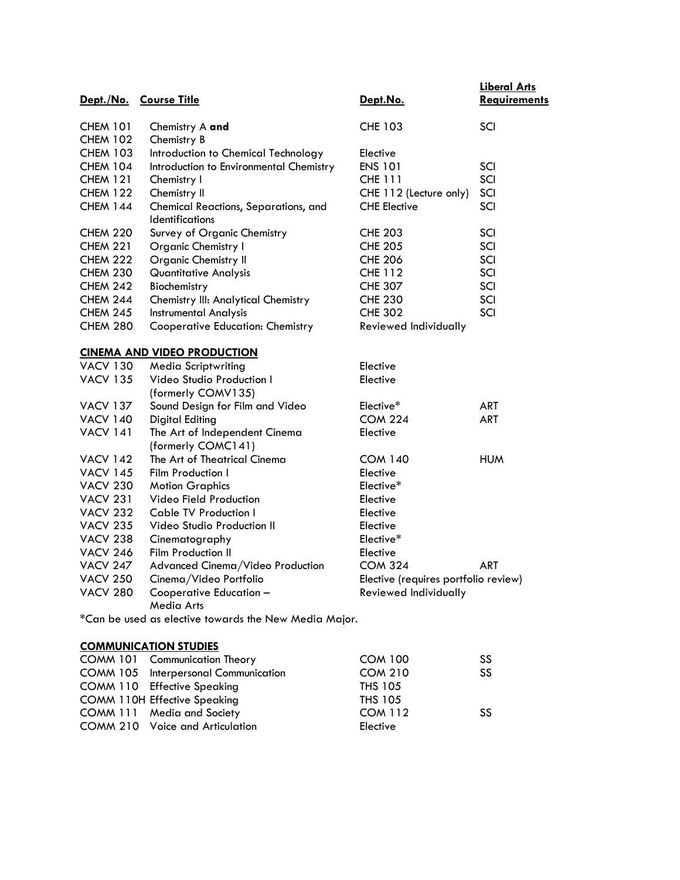| Dept./No. | Course Title | Dept.No. | Liberal Arts Requirements |
|---|---|---|---|
| CHEM 101 CHEM 102 | Chemistry A **and** Chemistry B | CHE 103 | SCI |
| CHEM 103 | Introduction to Chemical Technology | Elective | |
| CHEM 104 | Introduction to Environmental Chemistry | ENS 101 | SCI |
| CHEM 121 | Chemistry I | CHE 111 | SCI |
| CHEM 122 | Chemistry II | CHE 112 (Lecture only) | SCI |
| CHEM 144 | Chemical Reactions, Separations, and Identifications | CHE Elective | SCI |
| CHEM 220 | Survey of Organic Chemistry | CHE 203 | SCI |
| CHEM 221 | Organic Chemistry I | CHE 205 | SCI |
| CHEM 222 | Organic Chemistry II | CHE 206 | SCI |
| CHEM 230 | Quantitative Analysis | CHE 112 | SCI |
| CHEM 242 | Biochemistry | CHE 307 | SCI |
| CHEM 244 | Chemistry III: Analytical Chemistry | CHE 230 | SCI |
| CHEM 245 | Instrumental Analysis | CHE 302 | SCI |
| CHEM 280 | Cooperative Education: Chemistry | Reviewed Individually | |

**CINEMA AND VIDEO PRODUCTION**

| Dept./No. | Course Title | Dept.No. | Liberal Arts Requirements |
|---|---|---|---|
| VACV 130 | Media Scriptwriting | Elective | |
| VACV 135 | Video Studio Production I (formerly COMV135) | Elective | |
| VACV 137 | Sound Design for Film and Video | Elective* | ART |
| VACV 140 | Digital Editing | COM 224 | ART |
| VACV 141 | The Art of Independent Cinema (formerly COMC141) | Elective | |
| VACV 142 | The Art of Theatrical Cinema | COM 140 | HUM |
| VACV 145 | Film Production I | Elective | |
| VACV 230 | Motion Graphics | Elective* | |
| VACV 231 | Video Field Production | Elective | |
| VACV 232 | Cable TV Production I | Elective | |
| VACV 235 | Video Studio Production II | Elective | |
| VACV 238 | Cinematography | Elective* | |
| VACV 246 | Film Production II | Elective | |
| VACV 247 | Advanced Cinema/Video Production | COM 324 | ART |
| VACV 250 | Cinema/Video Portfolio | Elective (requires portfolio review) | |
| VACV 280 | Cooperative Education – Media Arts | Reviewed Individually | |

*Can be used as elective towards the New Media Major.

**COMMUNICATION STUDIES**

| Dept./No. | Course Title | Dept.No. | Liberal Arts Requirements |
|---|---|---|---|
| COMM 101 | Communication Theory | COM 100 | SS |
| COMM 105 | Interpersonal Communication | COM 210 | SS |
| COMM 110 | Effective Speaking | THS 105 | |
| COMM 110H | Effective Speaking | THS 105 | |
| COMM 111 | Media and Society | COM 112 | SS |
| COMM 210 | Voice and Articulation | Elective | |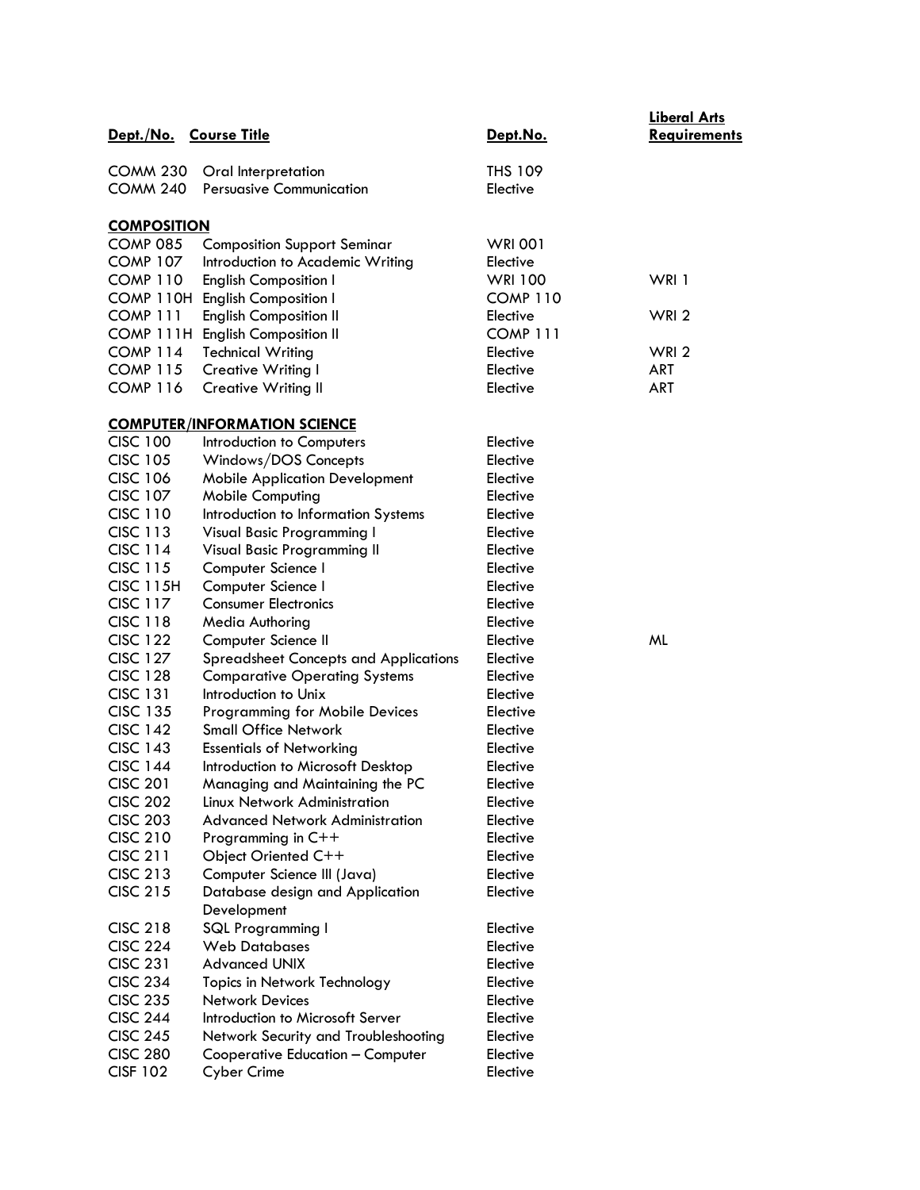| Dept./No. | Course Title | Dept.No. | Liberal Arts Requirements |
|---|---|---|---|
| COMM 230 | Oral Interpretation | THS 109 | |
| COMM 240 | Persuasive Communication | Elective | |
| **COMPOSITION** | | | |
| COMP 085 | Composition Support Seminar | WRI 001 | |
| COMP 107 | Introduction to Academic Writing | Elective | |
| COMP 110 | English Composition I | WRI 100 | WRI 1 |
| COMP 110H | English Composition I | COMP 110 | |
| COMP 111 | English Composition II | Elective | WRI 2 |
| COMP 111H | English Composition II | COMP 111 | |
| COMP 114 | Technical Writing | Elective | WRI 2 |
| COMP 115 | Creative Writing I | Elective | ART |
| COMP 116 | Creative Writing II | Elective | ART |
| **COMPUTER/INFORMATION SCIENCE** | | | |
| CISC 100 | Introduction to Computers | Elective | |
| CISC 105 | Windows/DOS Concepts | Elective | |
| CISC 106 | Mobile Application Development | Elective | |
| CISC 107 | Mobile Computing | Elective | |
| CISC 110 | Introduction to Information Systems | Elective | |
| CISC 113 | Visual Basic Programming I | Elective | |
| CISC 114 | Visual Basic Programming II | Elective | |
| CISC 115 | Computer Science I | Elective | |
| CISC 115H | Computer Science I | Elective | |
| CISC 117 | Consumer Electronics | Elective | |
| CISC 118 | Media Authoring | Elective | |
| CISC 122 | Computer Science II | Elective | ML |
| CISC 127 | Spreadsheet Concepts and Applications | Elective | |
| CISC 128 | Comparative Operating Systems | Elective | |
| CISC 131 | Introduction to Unix | Elective | |
| CISC 135 | Programming for Mobile Devices | Elective | |
| CISC 142 | Small Office Network | Elective | |
| CISC 143 | Essentials of Networking | Elective | |
| CISC 144 | Introduction to Microsoft Desktop | Elective | |
| CISC 201 | Managing and Maintaining the PC | Elective | |
| CISC 202 | Linux Network Administration | Elective | |
| CISC 203 | Advanced Network Administration | Elective | |
| CISC 210 | Programming in C++ | Elective | |
| CISC 211 | Object Oriented C++ | Elective | |
| CISC 213 | Computer Science III (Java) | Elective | |
| CISC 215 | Database design and Application Development | Elective | |
| CISC 218 | SQL Programming I | Elective | |
| CISC 224 | Web Databases | Elective | |
| CISC 231 | Advanced UNIX | Elective | |
| CISC 234 | Topics in Network Technology | Elective | |
| CISC 235 | Network Devices | Elective | |
| CISC 244 | Introduction to Microsoft Server | Elective | |
| CISC 245 | Network Security and Troubleshooting | Elective | |
| CISC 280 | Cooperative Education – Computer | Elective | |
| CISF 102 | Cyber Crime | Elective | |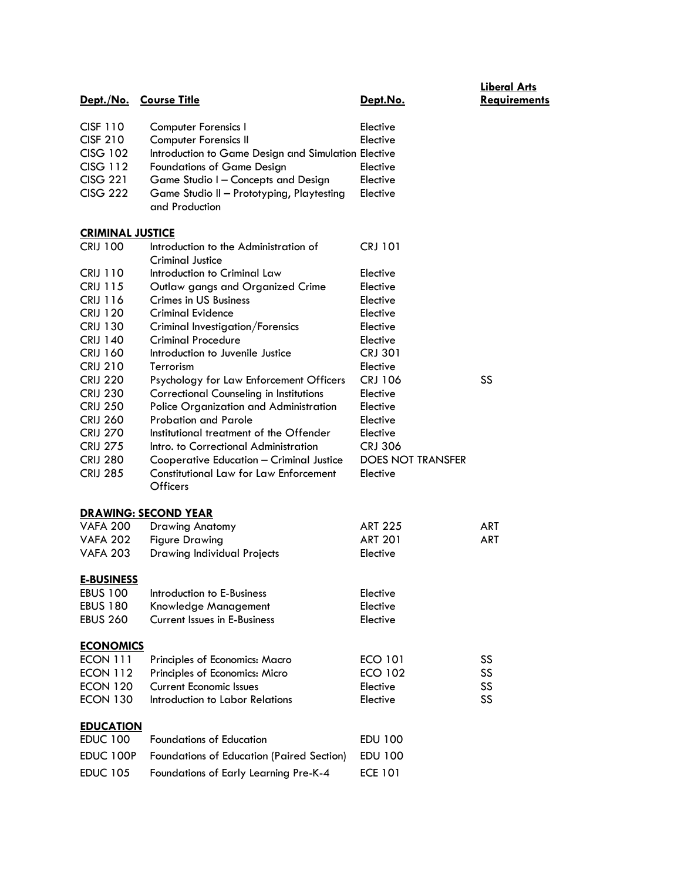| Dept./No. | Course Title | Dept.No. | Liberal Arts Requirements |
|---|---|---|---|
| CISF 110 | Computer Forensics I | Elective | |
| CISF 210 | Computer Forensics II | Elective | |
| CISG 102 | Introduction to Game Design and Simulation | Elective | |
| CISG 112 | Foundations of Game Design | Elective | |
| CISG 221 | Game Studio I – Concepts and Design | Elective | |
| CISG 222 | Game Studio II – Prototyping, Playtesting and Production | Elective | |
| **CRIMINAL JUSTICE** | | | |
| CRIJ 100 | Introduction to the Administration of Criminal Justice | CRJ 101 | |
| CRIJ 110 | Introduction to Criminal Law | Elective | |
| CRIJ 115 | Outlaw gangs and Organized Crime | Elective | |
| CRIJ 116 | Crimes in US Business | Elective | |
| CRIJ 120 | Criminal Evidence | Elective | |
| CRIJ 130 | Criminal Investigation/Forensics | Elective | |
| CRIJ 140 | Criminal Procedure | Elective | |
| CRIJ 160 | Introduction to Juvenile Justice | CRJ 301 | |
| CRIJ 210 | Terrorism | Elective | |
| CRIJ 220 | Psychology for Law Enforcement Officers | CRJ 106 | SS |
| CRIJ 230 | Correctional Counseling in Institutions | Elective | |
| CRIJ 250 | Police Organization and Administration | Elective | |
| CRIJ 260 | Probation and Parole | Elective | |
| CRIJ 270 | Institutional treatment of the Offender | Elective | |
| CRIJ 275 | Intro. to Correctional Administration | CRJ 306 | |
| CRIJ 280 | Cooperative Education – Criminal Justice | DOES NOT TRANSFER | |
| CRIJ 285 | Constitutional Law for Law Enforcement Officers | Elective | |
| **DRAWING: SECOND YEAR** | | | |
| VAFA 200 | Drawing Anatomy | ART 225 | ART |
| VAFA 202 | Figure Drawing | ART 201 | ART |
| VAFA 203 | Drawing Individual Projects | Elective | |
| **E-BUSINESS** | | | |
| EBUS 100 | Introduction to E-Business | Elective | |
| EBUS 180 | Knowledge Management | Elective | |
| EBUS 260 | Current Issues in E-Business | Elective | |
| **ECONOMICS** | | | |
| ECON 111 | Principles of Economics: Macro | ECO 101 | SS |
| ECON 112 | Principles of Economics: Micro | ECO 102 | SS |
| ECON 120 | Current Economic Issues | Elective | SS |
| ECON 130 | Introduction to Labor Relations | Elective | SS |
| **EDUCATION** | | | |
| EDUC 100 | Foundations of Education | EDU 100 | |
| EDUC 100P | Foundations of Education (Paired Section) | EDU 100 | |
| EDUC 105 | Foundations of Early Learning Pre-K-4 | ECE 101 | |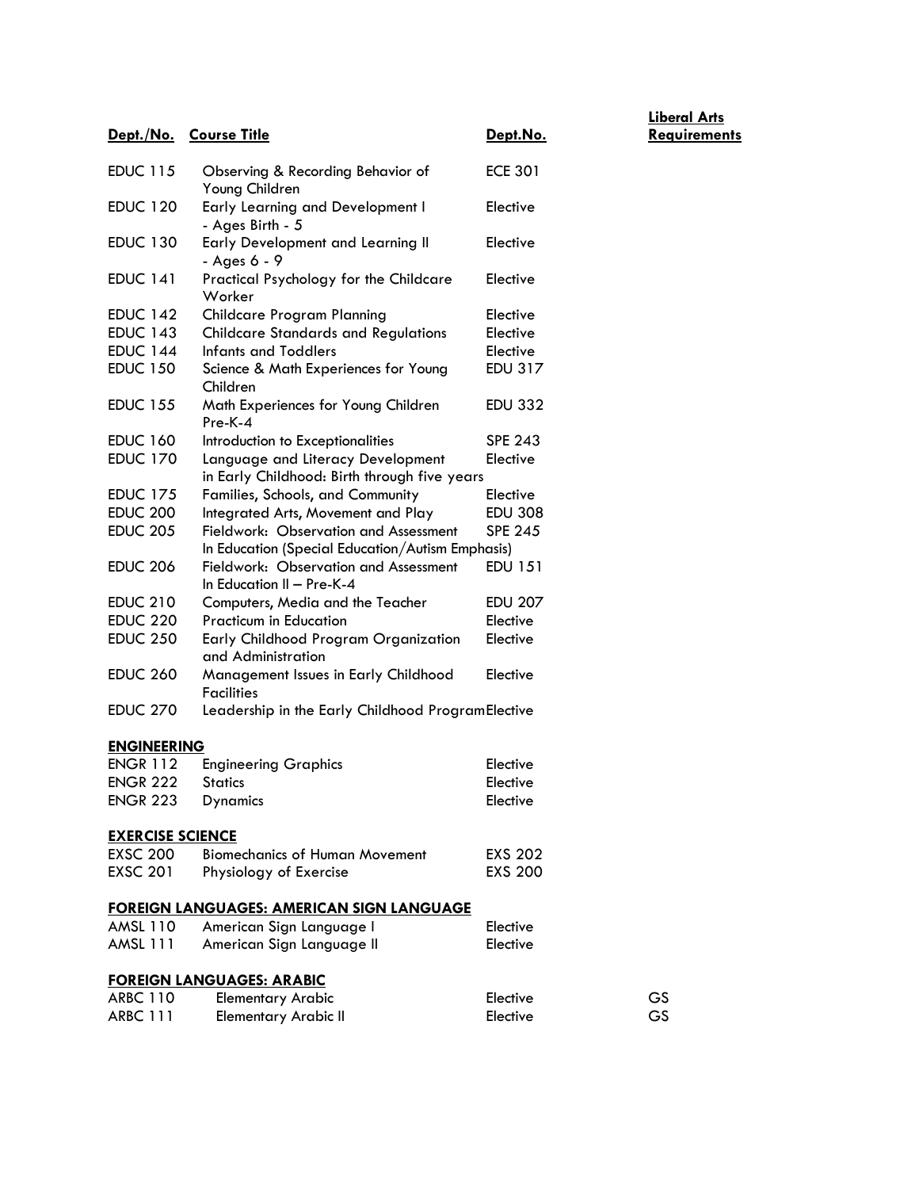| Dept./No. | Course Title | Dept.No. | Liberal Arts Requirements |
| --- | --- | --- | --- |
| EDUC 115 | Observing & Recording Behavior of Young Children | ECE 301 | |
| EDUC 120 | Early Learning and Development I - Ages Birth - 5 | Elective | |
| EDUC 130 | Early Development and Learning II - Ages 6 - 9 | Elective | |
| EDUC 141 | Practical Psychology for the Childcare Worker | Elective | |
| EDUC 142 | Childcare Program Planning | Elective | |
| EDUC 143 | Childcare Standards and Regulations | Elective | |
| EDUC 144 | Infants and Toddlers | Elective | |
| EDUC 150 | Science & Math Experiences for Young Children | EDU 317 | |
| EDUC 155 | Math Experiences for Young Children Pre-K-4 | EDU 332 | |
| EDUC 160 | Introduction to Exceptionalities | SPE 243 | |
| EDUC 170 | Language and Literacy Development in Early Childhood: Birth through five years | Elective | |
| EDUC 175 | Families, Schools, and Community | Elective | |
| EDUC 200 | Integrated Arts, Movement and Play | EDU 308 | |
| EDUC 205 | Fieldwork: Observation and Assessment In Education (Special Education/Autism Emphasis) | SPE 245 | |
| EDUC 206 | Fieldwork: Observation and Assessment In Education II – Pre-K-4 | EDU 151 | |
| EDUC 210 | Computers, Media and the Teacher | EDU 207 | |
| EDUC 220 | Practicum in Education | Elective | |
| EDUC 250 | Early Childhood Program Organization and Administration | Elective | |
| EDUC 260 | Management Issues in Early Childhood Facilities | Elective | |
| EDUC 270 | Leadership in the Early Childhood Program | Elective | |
| **ENGINEERING** | | | |
| ENGR 112 | Engineering Graphics | Elective | |
| ENGR 222 | Statics | Elective | |
| ENGR 223 | Dynamics | Elective | |
| **EXERCISE SCIENCE** | | | |
| EXSC 200 | Biomechanics of Human Movement | EXS 202 | |
| EXSC 201 | Physiology of Exercise | EXS 200 | |
| **FOREIGN LANGUAGES: AMERICAN SIGN LANGUAGE** | | | |
| AMSL 110 | American Sign Language I | Elective | |
| AMSL 111 | American Sign Language II | Elective | |
| **FOREIGN LANGUAGES: ARABIC** | | | |
| ARBC 110 | Elementary Arabic | Elective | GS |
| ARBC 111 | Elementary Arabic II | Elective | GS |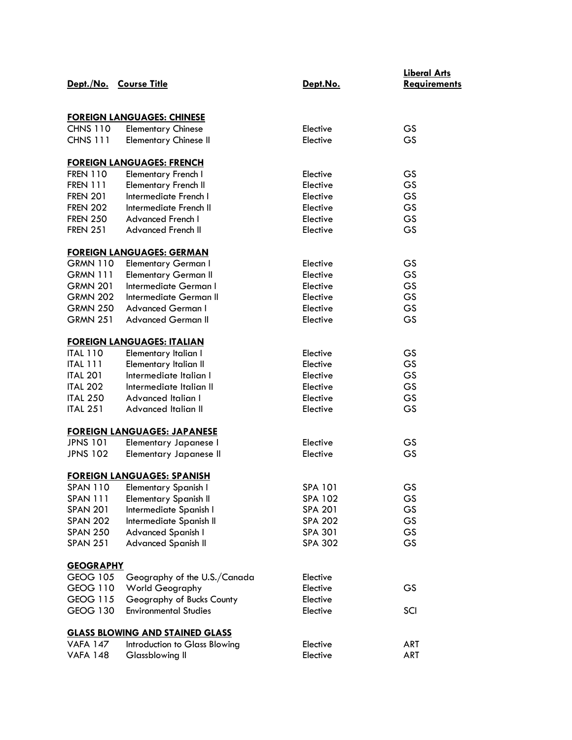| Dept./No. | Course Title | Dept.No. | Liberal Arts Requirements |
|---|---|---|---|
| **FOREIGN LANGUAGES: CHINESE** | | | |
| CHNS 110 | Elementary Chinese | Elective | GS |
| CHNS 111 | Elementary Chinese II | Elective | GS |
| **FOREIGN LANGUAGES: FRENCH** | | | |
| FREN 110 | Elementary French I | Elective | GS |
| FREN 111 | Elementary French II | Elective | GS |
| FREN 201 | Intermediate French I | Elective | GS |
| FREN 202 | Intermediate French II | Elective | GS |
| FREN 250 | Advanced French I | Elective | GS |
| FREN 251 | Advanced French II | Elective | GS |
| **FOREIGN LANGUAGES: GERMAN** | | | |
| GRMN 110 | Elementary German I | Elective | GS |
| GRMN 111 | Elementary German II | Elective | GS |
| GRMN 201 | Intermediate German I | Elective | GS |
| GRMN 202 | Intermediate German II | Elective | GS |
| GRMN 250 | Advanced German I | Elective | GS |
| GRMN 251 | Advanced German II | Elective | GS |
| **FOREIGN LANGUAGES: ITALIAN** | | | |
| ITAL 110 | Elementary Italian I | Elective | GS |
| ITAL 111 | Elementary Italian II | Elective | GS |
| ITAL 201 | Intermediate Italian I | Elective | GS |
| ITAL 202 | Intermediate Italian II | Elective | GS |
| ITAL 250 | Advanced Italian I | Elective | GS |
| ITAL 251 | Advanced Italian II | Elective | GS |
| **FOREIGN LANGUAGES: JAPANESE** | | | |
| JPNS 101 | Elementary Japanese I | Elective | GS |
| JPNS 102 | Elementary Japanese II | Elective | GS |
| **FOREIGN LANGUAGES: SPANISH** | | | |
| SPAN 110 | Elementary Spanish I | SPA 101 | GS |
| SPAN 111 | Elementary Spanish II | SPA 102 | GS |
| SPAN 201 | Intermediate Spanish I | SPA 201 | GS |
| SPAN 202 | Intermediate Spanish II | SPA 202 | GS |
| SPAN 250 | Advanced Spanish I | SPA 301 | GS |
| SPAN 251 | Advanced Spanish II | SPA 302 | GS |
| **GEOGRAPHY** | | | |
| GEOG 105 | Geography of the U.S./Canada | Elective | |
| GEOG 110 | World Geography | Elective | GS |
| GEOG 115 | Geography of Bucks County | Elective | |
| GEOG 130 | Environmental Studies | Elective | SCI |
| **GLASS BLOWING AND STAINED GLASS** | | | |
| VAFA 147 | Introduction to Glass Blowing | Elective | ART |
| VAFA 148 | Glassblowing II | Elective | ART |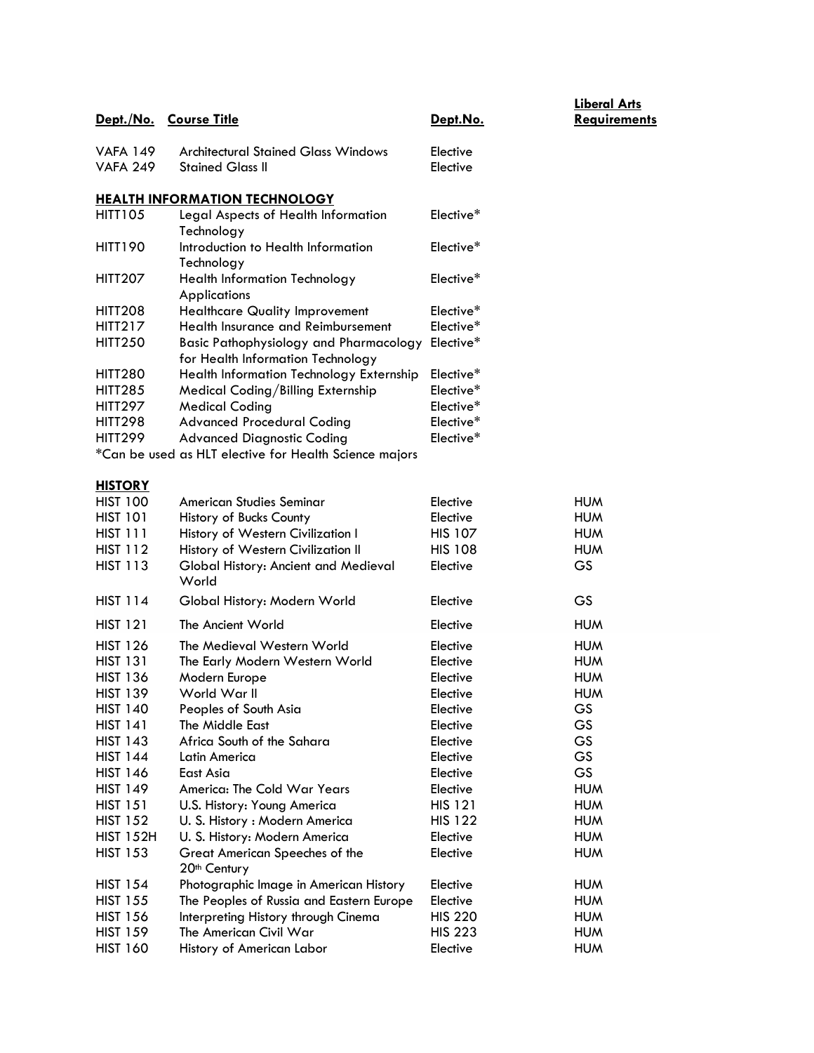| Dept./No. | Course Title | Dept.No. | Liberal Arts Requirements |
|---|---|---|---|
| VAFA 149 | Architectural Stained Glass Windows | Elective | |
| VAFA 249 | Stained Glass II | Elective | |

**HEALTH INFORMATION TECHNOLOGY**

| Dept./No. | Course Title | Dept.No. | Liberal Arts Requirements |
|---|---|---|---|
| HITT105 | Legal Aspects of Health Information Technology | Elective* | |
| HITT190 | Introduction to Health Information Technology | Elective* | |
| HITT207 | Health Information Technology Applications | Elective* | |
| HITT208 | Healthcare Quality Improvement | Elective* | |
| HITT217 | Health Insurance and Reimbursement | Elective* | |
| HITT250 | Basic Pathophysiology and Pharmacology for Health Information Technology | Elective* | |
| HITT280 | Health Information Technology Externship | Elective* | |
| HITT285 | Medical Coding/Billing Externship | Elective* | |
| HITT297 | Medical Coding | Elective* | |
| HITT298 | Advanced Procedural Coding | Elective* | |
| HITT299 | Advanced Diagnostic Coding | Elective* | |

*Can be used as HLT elective for Health Science majors

**HISTORY**

| Dept./No. | Course Title | Dept.No. | Liberal Arts Requirements |
|---|---|---|---|
| HIST 100 | American Studies Seminar | Elective | HUM |
| HIST 101 | History of Bucks County | Elective | HUM |
| HIST 111 | History of Western Civilization I | HIS 107 | HUM |
| HIST 112 | History of Western Civilization II | HIS 108 | HUM |
| HIST 113 | Global History: Ancient and Medieval World | Elective | GS |
| HIST 114 | Global History: Modern World | Elective | GS |
| HIST 121 | The Ancient World | Elective | HUM |
| HIST 126 | The Medieval Western World | Elective | HUM |
| HIST 131 | The Early Modern Western World | Elective | HUM |
| HIST 136 | Modern Europe | Elective | HUM |
| HIST 139 | World War II | Elective | HUM |
| HIST 140 | Peoples of South Asia | Elective | GS |
| HIST 141 | The Middle East | Elective | GS |
| HIST 143 | Africa South of the Sahara | Elective | GS |
| HIST 144 | Latin America | Elective | GS |
| HIST 146 | East Asia | Elective | GS |
| HIST 149 | America: The Cold War Years | Elective | HUM |
| HIST 151 | U.S. History: Young America | HIS 121 | HUM |
| HIST 152 | U. S. History : Modern America | HIS 122 | HUM |
| HIST 152H | U. S. History: Modern America | Elective | HUM |
| HIST 153 | Great American Speeches of the 20th Century | Elective | HUM |
| HIST 154 | Photographic Image in American History | Elective | HUM |
| HIST 155 | The Peoples of Russia and Eastern Europe | Elective | HUM |
| HIST 156 | Interpreting History through Cinema | HIS 220 | HUM |
| HIST 159 | The American Civil War | HIS 223 | HUM |
| HIST 160 | History of American Labor | Elective | HUM |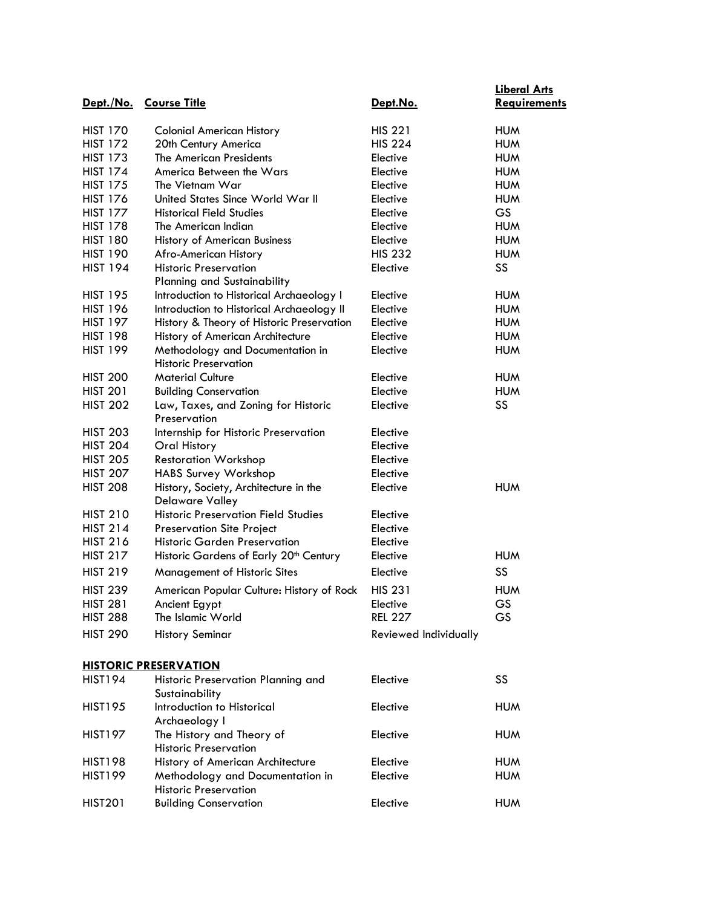| Dept./No. | Course Title | Dept.No. | Liberal Arts Requirements |
|---|---|---|---|
| HIST 170 | Colonial American History | HIS 221 | HUM |
| HIST 172 | 20th Century America | HIS 224 | HUM |
| HIST 173 | The American Presidents | Elective | HUM |
| HIST 174 | America Between the Wars | Elective | HUM |
| HIST 175 | The Vietnam War | Elective | HUM |
| HIST 176 | United States Since World War II | Elective | HUM |
| HIST 177 | Historical Field Studies | Elective | GS |
| HIST 178 | The American Indian | Elective | HUM |
| HIST 180 | History of American Business | Elective | HUM |
| HIST 190 | Afro-American History | HIS 232 | HUM |
| HIST 194 | Historic Preservation Planning and Sustainability | Elective | SS |
| HIST 195 | Introduction to Historical Archaeology I | Elective | HUM |
| HIST 196 | Introduction to Historical Archaeology II | Elective | HUM |
| HIST 197 | History & Theory of Historic Preservation | Elective | HUM |
| HIST 198 | History of American Architecture | Elective | HUM |
| HIST 199 | Methodology and Documentation in Historic Preservation | Elective | HUM |
| HIST 200 | Material Culture | Elective | HUM |
| HIST 201 | Building Conservation | Elective | HUM |
| HIST 202 | Law, Taxes, and Zoning for Historic Preservation | Elective | SS |
| HIST 203 | Internship for Historic Preservation | Elective | |
| HIST 204 | Oral History | Elective | |
| HIST 205 | Restoration Workshop | Elective | |
| HIST 207 | HABS Survey Workshop | Elective | |
| HIST 208 | History, Society, Architecture in the Delaware Valley | Elective | HUM |
| HIST 210 | Historic Preservation Field Studies | Elective | |
| HIST 214 | Preservation Site Project | Elective | |
| HIST 216 | Historic Garden Preservation | Elective | |
| HIST 217 | Historic Gardens of Early 20th Century | Elective | HUM |
| HIST 219 | Management of Historic Sites | Elective | SS |
| HIST 239 | American Popular Culture: History of Rock | HIS 231 | HUM |
| HIST 281 | Ancient Egypt | Elective | GS |
| HIST 288 | The Islamic World | REL 227 | GS |
| HIST 290 | History Seminar | Reviewed Individually | |

## HISTORIC PRESERVATION

| | | | |
|---|---|---|---|
| HIST194 | Historic Preservation Planning and Sustainability | Elective | SS |
| HIST195 | Introduction to Historical Archaeology I | Elective | HUM |
| HIST197 | The History and Theory of Historic Preservation | Elective | HUM |
| HIST198 | History of American Architecture | Elective | HUM |
| HIST199 | Methodology and Documentation in Historic Preservation | Elective | HUM |
| HIST201 | Building Conservation | Elective | HUM |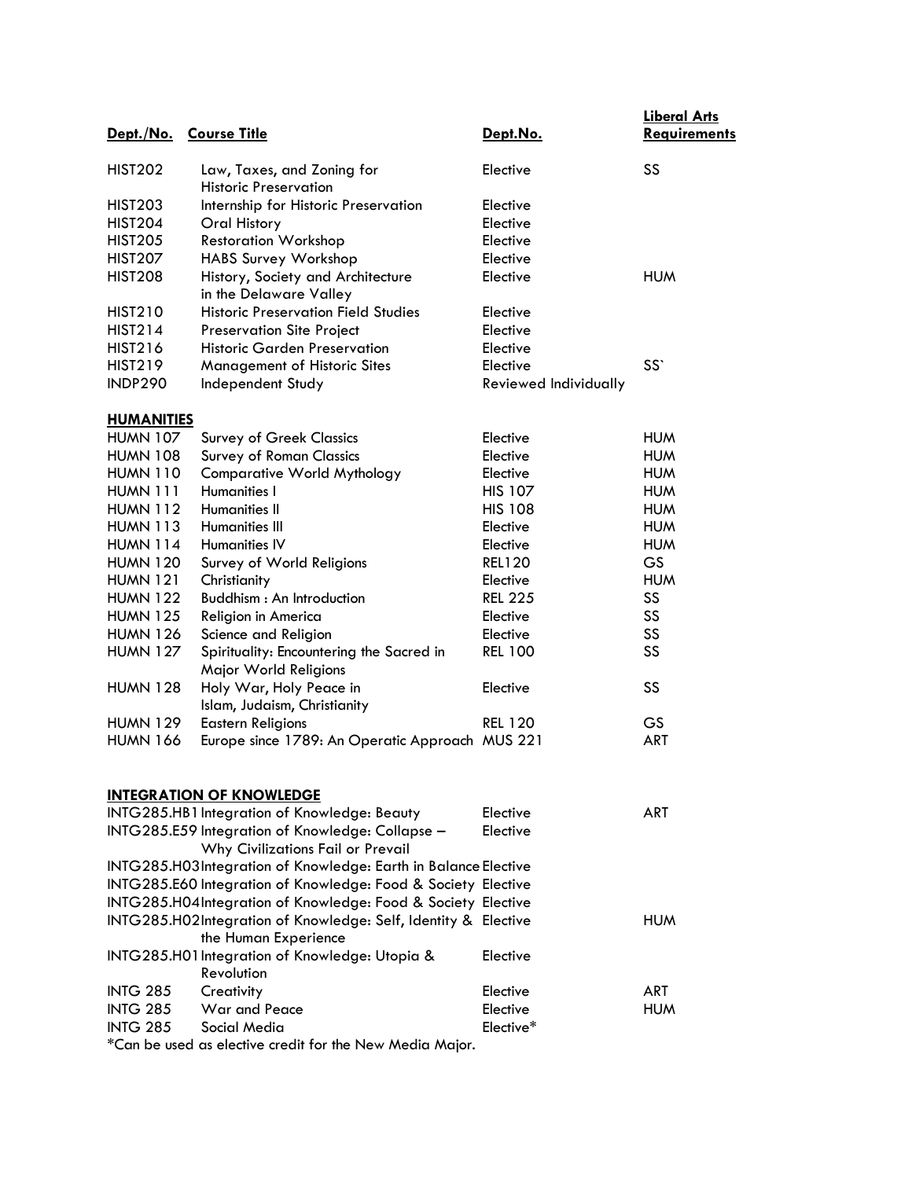| Dept./No. | Course Title | Dept.No. | Liberal Arts Requirements |
|---|---|---|---|
| HIST202 | Law, Taxes, and Zoning for Historic Preservation | Elective | SS |
| HIST203 | Internship for Historic Preservation | Elective | |
| HIST204 | Oral History | Elective | |
| HIST205 | Restoration Workshop | Elective | |
| HIST207 | HABS Survey Workshop | Elective | |
| HIST208 | History, Society and Architecture in the Delaware Valley | Elective | HUM |
| HIST210 | Historic Preservation Field Studies | Elective | |
| HIST214 | Preservation Site Project | Elective | |
| HIST216 | Historic Garden Preservation | Elective | |
| HIST219 | Management of Historic Sites | Elective | SS` |
| INDP290 | Independent Study | Reviewed Individually | |
| **HUMANITIES** | | | |
| HUMN 107 | Survey of Greek Classics | Elective | HUM |
| HUMN 108 | Survey of Roman Classics | Elective | HUM |
| HUMN 110 | Comparative World Mythology | Elective | HUM |
| HUMN 111 | Humanities I | HIS 107 | HUM |
| HUMN 112 | Humanities II | HIS 108 | HUM |
| HUMN 113 | Humanities III | Elective | HUM |
| HUMN 114 | Humanities IV | Elective | HUM |
| HUMN 120 | Survey of World Religions | REL120 | GS |
| HUMN 121 | Christianity | Elective | HUM |
| HUMN 122 | Buddhism : An Introduction | REL 225 | SS |
| HUMN 125 | Religion in America | Elective | SS |
| HUMN 126 | Science and Religion | Elective | SS |
| HUMN 127 | Spirituality: Encountering the Sacred in Major World Religions | REL 100 | SS |
| HUMN 128 | Holy War, Holy Peace in Islam, Judaism, Christianity | Elective | SS |
| HUMN 129 | Eastern Religions | REL 120 | GS |
| HUMN 166 | Europe since 1789: An Operatic Approach | MUS 221 | ART |
| **INTEGRATION OF KNOWLEDGE** | | | |
| INTG285.HB1 | Integration of Knowledge: Beauty | Elective | ART |
| INTG285.E59 | Integration of Knowledge: Collapse – Why Civilizations Fail or Prevail | Elective | |
| INTG285.H03 | Integration of Knowledge: Earth in Balance | Elective | |
| INTG285.E60 | Integration of Knowledge: Food & Society | Elective | |
| INTG285.H04 | Integration of Knowledge: Food & Society | Elective | |
| INTG285.H02 | Integration of Knowledge: Self, Identity & the Human Experience | Elective | HUM |
| INTG285.H01 | Integration of Knowledge: Utopia & Revolution | Elective | |
| INTG 285 | Creativity | Elective | ART |
| INTG 285 | War and Peace | Elective | HUM |
| INTG 285 | Social Media | Elective* | |

*Can be used as elective credit for the New Media Major.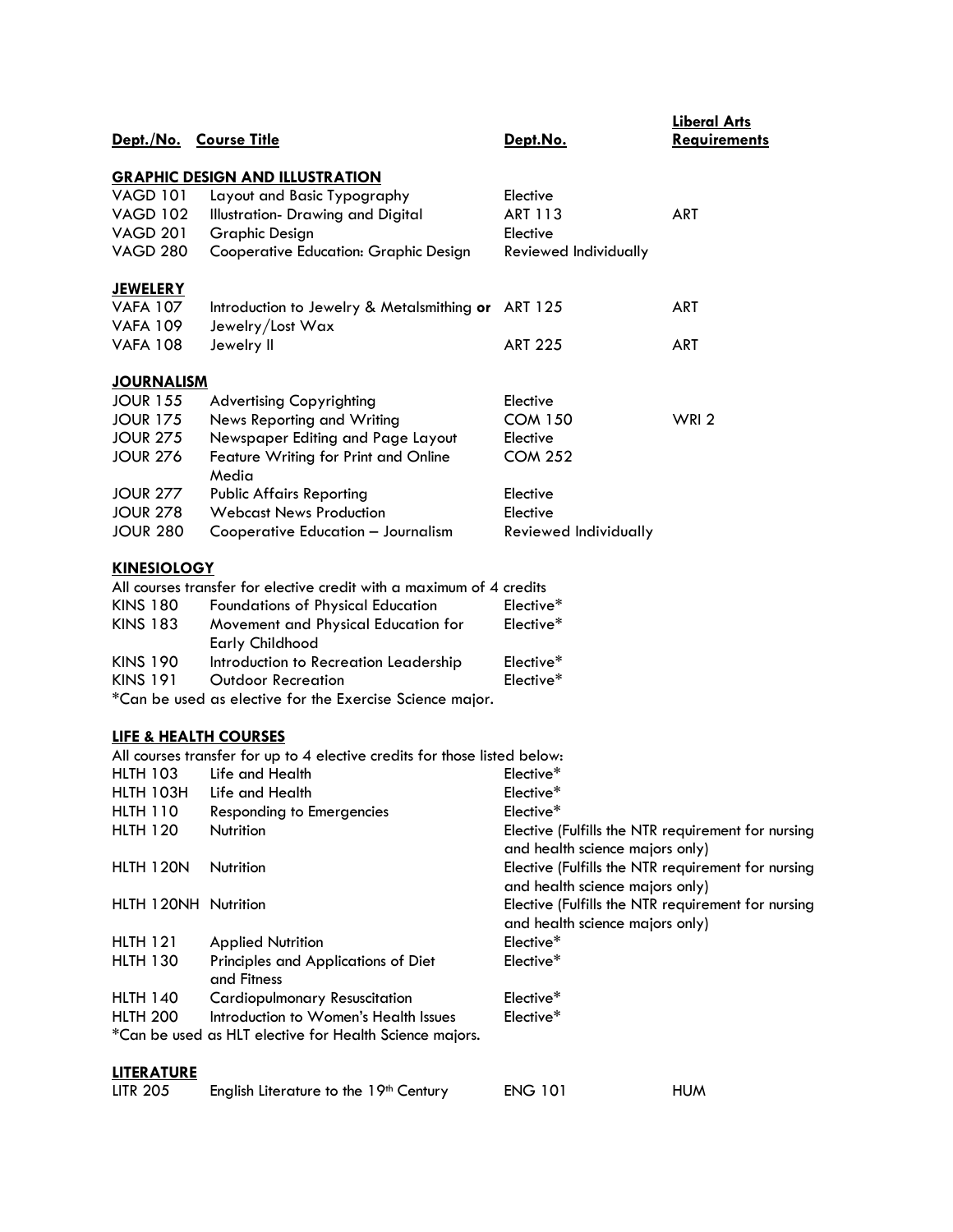| Dept./No. | Course Title | Dept.No. | Liberal Arts Requirements |
|---|---|---|---|
| **GRAPHIC DESIGN AND ILLUSTRATION** | | | |
| VAGD 101 | Layout and Basic Typography | Elective | |
| VAGD 102 | Illustration- Drawing and Digital | ART 113 | ART |
| VAGD 201 | Graphic Design | Elective | |
| VAGD 280 | Cooperative Education: Graphic Design | Reviewed Individually | |
| **JEWELERY** | | | |
| VAFA 107 | Introduction to Jewelry & Metalsmithing **or** | ART 125 | ART |
| VAFA 109 | Jewelry/Lost Wax | | |
| VAFA 108 | Jewelry II | ART 225 | ART |
| **JOURNALISM** | | | |
| JOUR 155 | Advertising Copyrighting | Elective | |
| JOUR 175 | News Reporting and Writing | COM 150 | WRI 2 |
| JOUR 275 | Newspaper Editing and Page Layout | Elective | |
| JOUR 276 | Feature Writing for Print and Online Media | COM 252 | |
| JOUR 277 | Public Affairs Reporting | Elective | |
| JOUR 278 | Webcast News Production | Elective | |
| JOUR 280 | Cooperative Education – Journalism | Reviewed Individually | |

**KINESIOLOGY**

All courses transfer for elective credit with a maximum of 4 credits

| Dept./No. | Course Title | Dept.No. |
|---|---|---|
| KINS 180 | Foundations of Physical Education | Elective* |
| KINS 183 | Movement and Physical Education for Early Childhood | Elective* |
| KINS 190 | Introduction to Recreation Leadership | Elective* |
| KINS 191 | Outdoor Recreation | Elective* |

*Can be used as elective for the Exercise Science major.

**LIFE & HEALTH COURSES**

All courses transfer for up to 4 elective credits for those listed below:

| Dept./No. | Course Title | Dept.No. |
|---|---|---|
| HLTH 103 | Life and Health | Elective* |
| HLTH 103H | Life and Health | Elective* |
| HLTH 110 | Responding to Emergencies | Elective* |
| HLTH 120 | Nutrition | Elective (Fulfills the NTR requirement for nursing and health science majors only) |
| HLTH 120N | Nutrition | Elective (Fulfills the NTR requirement for nursing and health science majors only) |
| HLTH 120NH | Nutrition | Elective (Fulfills the NTR requirement for nursing and health science majors only) |
| HLTH 121 | Applied Nutrition | Elective* |
| HLTH 130 | Principles and Applications of Diet and Fitness | Elective* |
| HLTH 140 | Cardiopulmonary Resuscitation | Elective* |
| HLTH 200 | Introduction to Women's Health Issues | Elective* |

*Can be used as HLT elective for Health Science majors.

**LITERATURE**

| Dept./No. | Course Title | Dept.No. | Liberal Arts Requirements |
|---|---|---|---|
| LITR 205 | English Literature to the 19th Century | ENG 101 | HUM |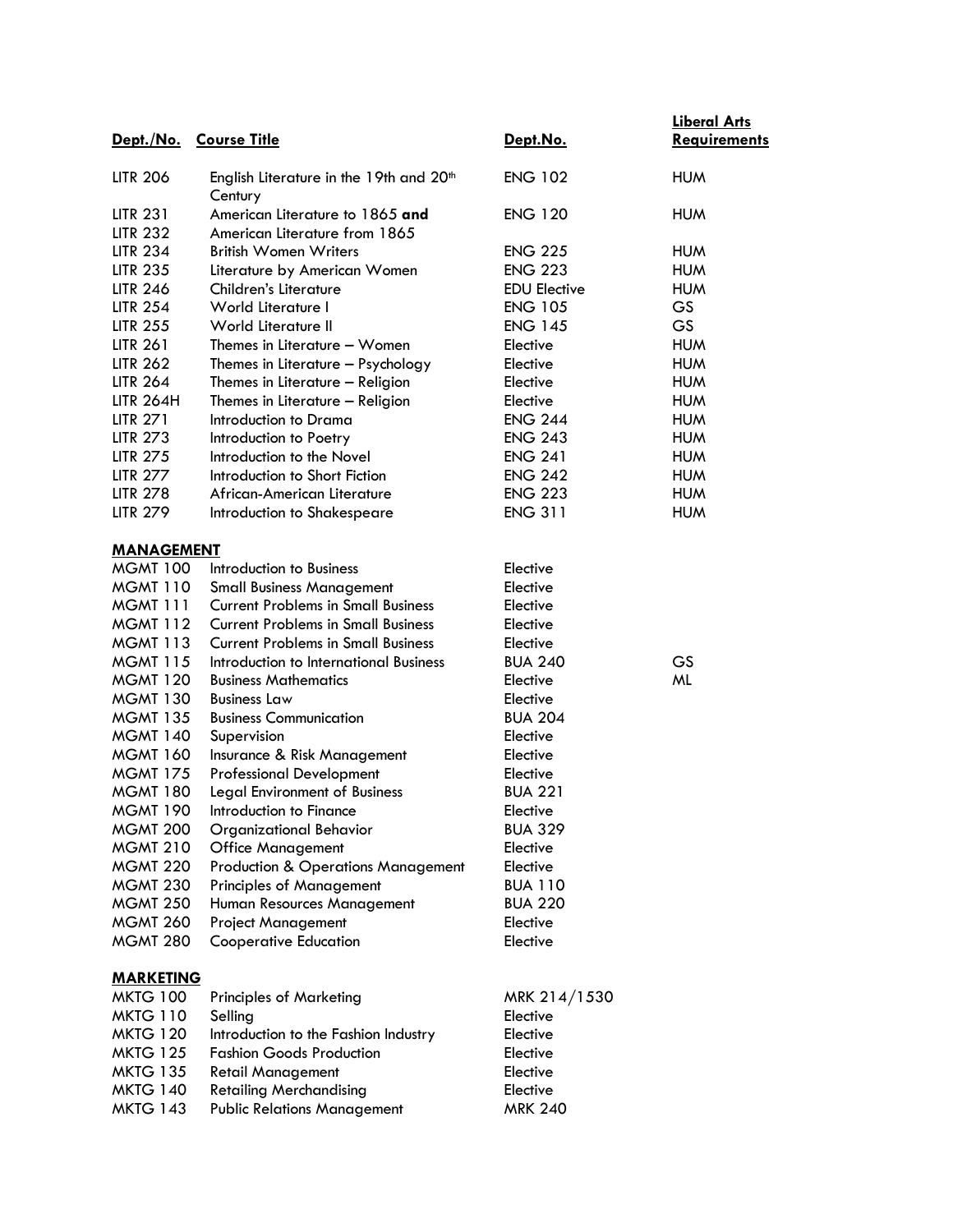| Dept./No. | Course Title | Dept.No. | Liberal Arts Requirements |
|---|---|---|---|
| LITR 206 | English Literature in the 19th and 20th Century | ENG 102 | HUM |
| LITR 231<br>LITR 232 | American Literature to 1865 **and**<br>American Literature from 1865 | ENG 120 | HUM |
| LITR 234 | British Women Writers | ENG 225 | HUM |
| LITR 235 | Literature by American Women | ENG 223 | HUM |
| LITR 246 | Children's Literature | EDU Elective | HUM |
| LITR 254 | World Literature I | ENG 105 | GS |
| LITR 255 | World Literature II | ENG 145 | GS |
| LITR 261 | Themes in Literature – Women | Elective | HUM |
| LITR 262 | Themes in Literature – Psychology | Elective | HUM |
| LITR 264 | Themes in Literature – Religion | Elective | HUM |
| LITR 264H | Themes in Literature – Religion | Elective | HUM |
| LITR 271 | Introduction to Drama | ENG 244 | HUM |
| LITR 273 | Introduction to Poetry | ENG 243 | HUM |
| LITR 275 | Introduction to the Novel | ENG 241 | HUM |
| LITR 277 | Introduction to Short Fiction | ENG 242 | HUM |
| LITR 278 | African-American Literature | ENG 223 | HUM |
| LITR 279 | Introduction to Shakespeare | ENG 311 | HUM |
| **MANAGEMENT** | | | |
| MGMT 100 | Introduction to Business | Elective | |
| MGMT 110 | Small Business Management | Elective | |
| MGMT 111 | Current Problems in Small Business | Elective | |
| MGMT 112 | Current Problems in Small Business | Elective | |
| MGMT 113 | Current Problems in Small Business | Elective | |
| MGMT 115 | Introduction to International Business | BUA 240 | GS |
| MGMT 120 | Business Mathematics | Elective | ML |
| MGMT 130 | Business Law | Elective | |
| MGMT 135 | Business Communication | BUA 204 | |
| MGMT 140 | Supervision | Elective | |
| MGMT 160 | Insurance & Risk Management | Elective | |
| MGMT 175 | Professional Development | Elective | |
| MGMT 180 | Legal Environment of Business | BUA 221 | |
| MGMT 190 | Introduction to Finance | Elective | |
| MGMT 200 | Organizational Behavior | BUA 329 | |
| MGMT 210 | Office Management | Elective | |
| MGMT 220 | Production & Operations Management | Elective | |
| MGMT 230 | Principles of Management | BUA 110 | |
| MGMT 250 | Human Resources Management | BUA 220 | |
| MGMT 260 | Project Management | Elective | |
| MGMT 280 | Cooperative Education | Elective | |
| **MARKETING** | | | |
| MKTG 100 | Principles of Marketing | MRK 214/1530 | |
| MKTG 110 | Selling | Elective | |
| MKTG 120 | Introduction to the Fashion Industry | Elective | |
| MKTG 125 | Fashion Goods Production | Elective | |
| MKTG 135 | Retail Management | Elective | |
| MKTG 140 | Retailing Merchandising | Elective | |
| MKTG 143 | Public Relations Management | MRK 240 | |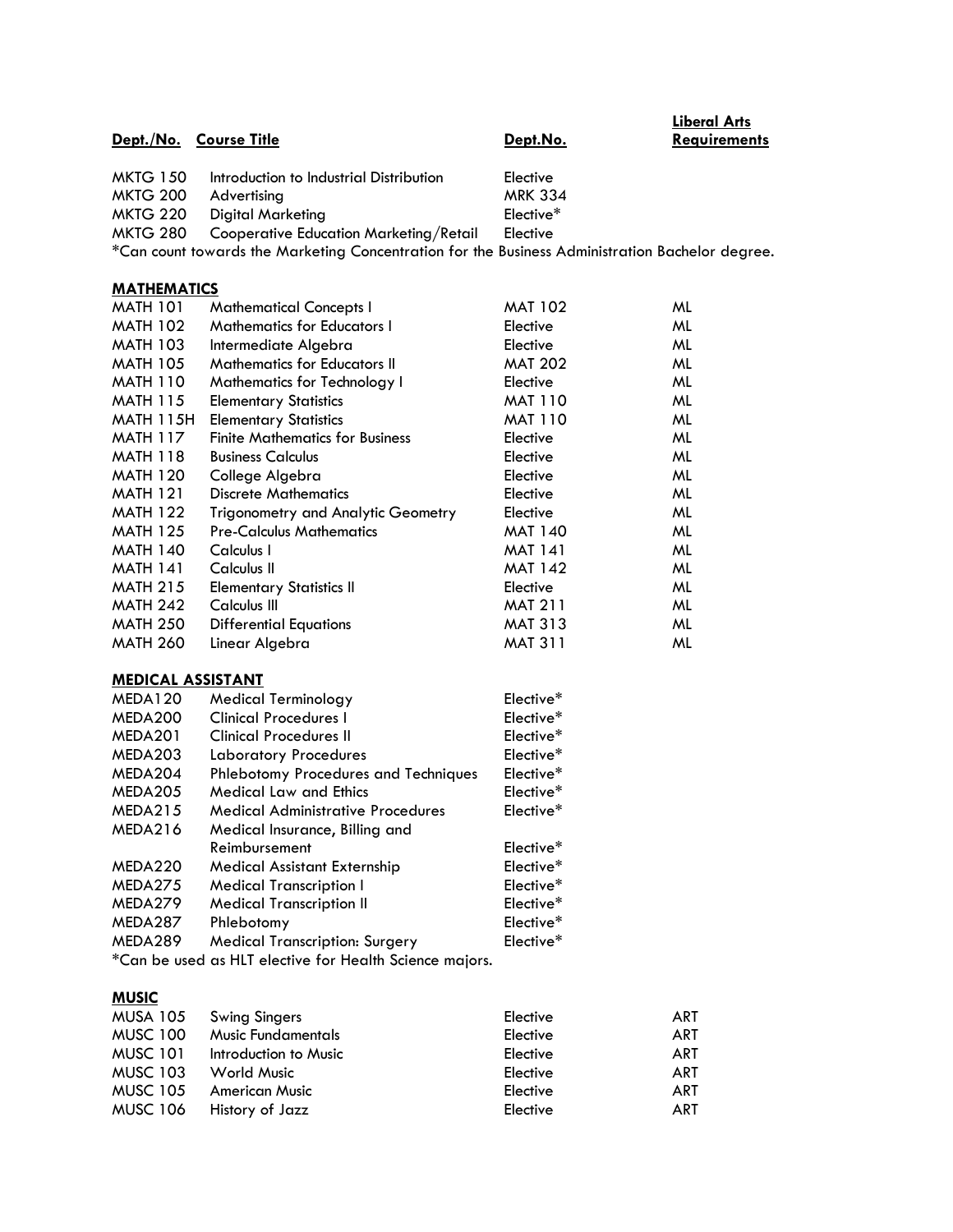| Dept./No. | Course Title | Dept.No. | Liberal Arts Requirements |
|---|---|---|---|
| MKTG 150 | Introduction to Industrial Distribution | Elective | |
| MKTG 200 | Advertising | MRK 334 | |
| MKTG 220 | Digital Marketing | Elective* | |
| MKTG 280 | Cooperative Education Marketing/Retail | Elective | |

*Can count towards the Marketing Concentration for the Business Administration Bachelor degree.

**MATHEMATICS**

| Dept./No. | Course Title | Dept.No. | Liberal Arts Requirements |
|---|---|---|---|
| MATH 101 | Mathematical Concepts I | MAT 102 | ML |
| MATH 102 | Mathematics for Educators I | Elective | ML |
| MATH 103 | Intermediate Algebra | Elective | ML |
| MATH 105 | Mathematics for Educators II | MAT 202 | ML |
| MATH 110 | Mathematics for Technology I | Elective | ML |
| MATH 115 | Elementary Statistics | MAT 110 | ML |
| MATH 115H | Elementary Statistics | MAT 110 | ML |
| MATH 117 | Finite Mathematics for Business | Elective | ML |
| MATH 118 | Business Calculus | Elective | ML |
| MATH 120 | College Algebra | Elective | ML |
| MATH 121 | Discrete Mathematics | Elective | ML |
| MATH 122 | Trigonometry and Analytic Geometry | Elective | ML |
| MATH 125 | Pre-Calculus Mathematics | MAT 140 | ML |
| MATH 140 | Calculus I | MAT 141 | ML |
| MATH 141 | Calculus II | MAT 142 | ML |
| MATH 215 | Elementary Statistics II | Elective | ML |
| MATH 242 | Calculus III | MAT 211 | ML |
| MATH 250 | Differential Equations | MAT 313 | ML |
| MATH 260 | Linear Algebra | MAT 311 | ML |

**MEDICAL ASSISTANT**

| Dept./No. | Course Title | Dept.No. | Liberal Arts Requirements |
|---|---|---|---|
| MEDA120 | Medical Terminology | Elective* | |
| MEDA200 | Clinical Procedures I | Elective* | |
| MEDA201 | Clinical Procedures II | Elective* | |
| MEDA203 | Laboratory Procedures | Elective* | |
| MEDA204 | Phlebotomy Procedures and Techniques | Elective* | |
| MEDA205 | Medical Law and Ethics | Elective* | |
| MEDA215 | Medical Administrative Procedures | Elective* | |
| MEDA216 | Medical Insurance, Billing and Reimbursement | Elective* | |
| MEDA220 | Medical Assistant Externship | Elective* | |
| MEDA275 | Medical Transcription I | Elective* | |
| MEDA279 | Medical Transcription II | Elective* | |
| MEDA287 | Phlebotomy | Elective* | |
| MEDA289 | Medical Transcription: Surgery | Elective* | |

*Can be used as HLT elective for Health Science majors.

**MUSIC**

| Dept./No. | Course Title | Dept.No. | Liberal Arts Requirements |
|---|---|---|---|
| MUSA 105 | Swing Singers | Elective | ART |
| MUSC 100 | Music Fundamentals | Elective | ART |
| MUSC 101 | Introduction to Music | Elective | ART |
| MUSC 103 | World Music | Elective | ART |
| MUSC 105 | American Music | Elective | ART |
| MUSC 106 | History of Jazz | Elective | ART |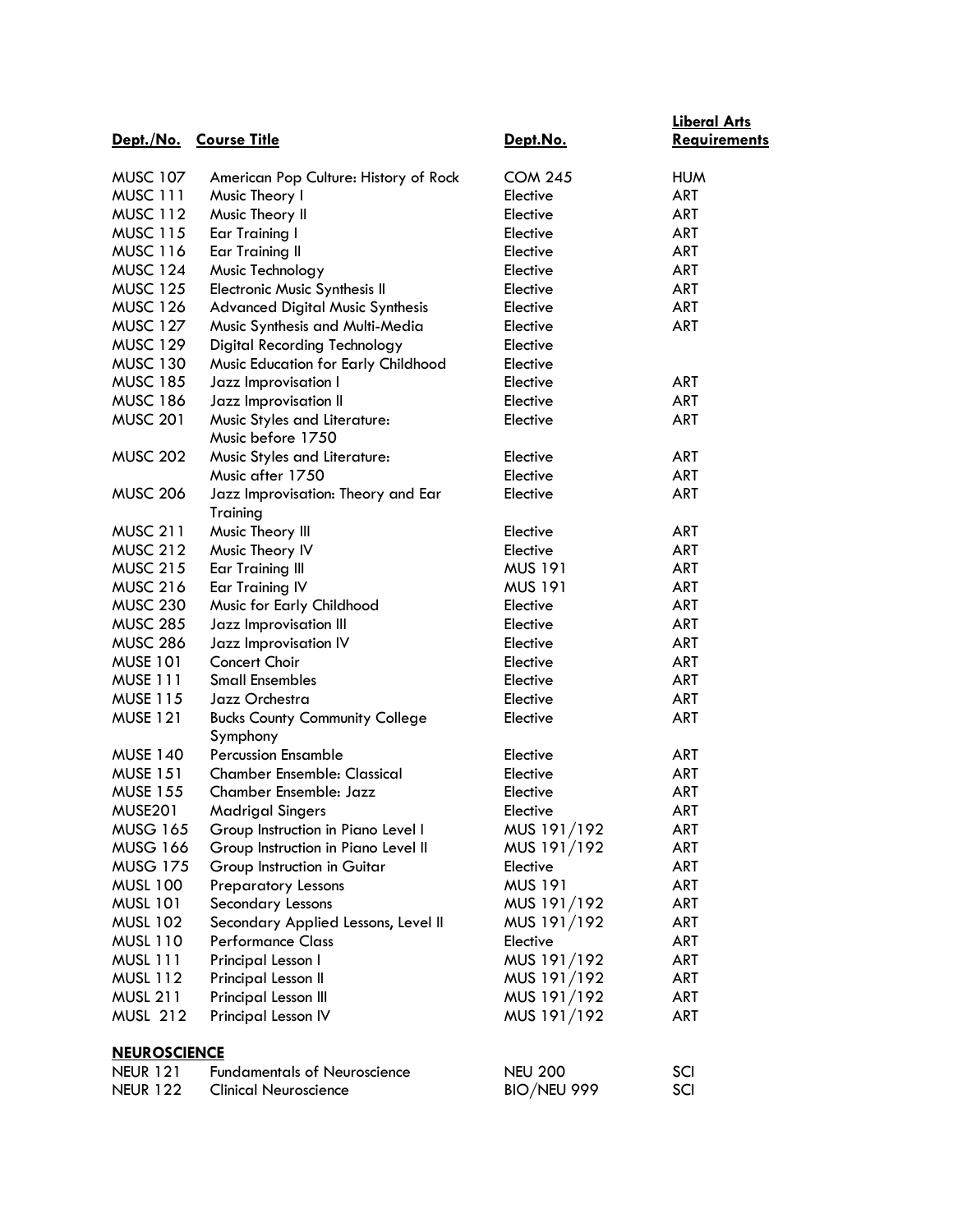| Dept./No. | Course Title | Dept.No. | Liberal Arts Requirements |
|---|---|---|---|
| MUSC 107 | American Pop Culture: History of Rock | COM 245 | HUM |
| MUSC 111 | Music Theory I | Elective | ART |
| MUSC 112 | Music Theory II | Elective | ART |
| MUSC 115 | Ear Training I | Elective | ART |
| MUSC 116 | Ear Training II | Elective | ART |
| MUSC 124 | Music Technology | Elective | ART |
| MUSC 125 | Electronic Music Synthesis II | Elective | ART |
| MUSC 126 | Advanced Digital Music Synthesis | Elective | ART |
| MUSC 127 | Music Synthesis and Multi-Media | Elective | ART |
| MUSC 129 | Digital Recording Technology | Elective | |
| MUSC 130 | Music Education for Early Childhood | Elective | |
| MUSC 185 | Jazz Improvisation I | Elective | ART |
| MUSC 186 | Jazz Improvisation II | Elective | ART |
| MUSC 201 | Music Styles and Literature: Music before 1750 | Elective | ART |
| MUSC 202 | Music Styles and Literature: | Elective | ART |
| | Music after 1750 | Elective | ART |
| MUSC 206 | Jazz Improvisation: Theory and Ear Training | Elective | ART |
| MUSC 211 | Music Theory III | Elective | ART |
| MUSC 212 | Music Theory IV | Elective | ART |
| MUSC 215 | Ear Training III | MUS 191 | ART |
| MUSC 216 | Ear Training IV | MUS 191 | ART |
| MUSC 230 | Music for Early Childhood | Elective | ART |
| MUSC 285 | Jazz Improvisation III | Elective | ART |
| MUSC 286 | Jazz Improvisation IV | Elective | ART |
| MUSE 101 | Concert Choir | Elective | ART |
| MUSE 111 | Small Ensembles | Elective | ART |
| MUSE 115 | Jazz Orchestra | Elective | ART |
| MUSE 121 | Bucks County Community College Symphony | Elective | ART |
| MUSE 140 | Percussion Ensemble | Elective | ART |
| MUSE 151 | Chamber Ensemble: Classical | Elective | ART |
| MUSE 155 | Chamber Ensemble: Jazz | Elective | ART |
| MUSE201 | Madrigal Singers | Elective | ART |
| MUSG 165 | Group Instruction in Piano Level I | MUS 191/192 | ART |
| MUSG 166 | Group Instruction in Piano Level II | MUS 191/192 | ART |
| MUSG 175 | Group Instruction in Guitar | Elective | ART |
| MUSL 100 | Preparatory Lessons | MUS 191 | ART |
| MUSL 101 | Secondary Lessons | MUS 191/192 | ART |
| MUSL 102 | Secondary Applied Lessons, Level II | MUS 191/192 | ART |
| MUSL 110 | Performance Class | Elective | ART |
| MUSL 111 | Principal Lesson I | MUS 191/192 | ART |
| MUSL 112 | Principal Lesson II | MUS 191/192 | ART |
| MUSL 211 | Principal Lesson III | MUS 191/192 | ART |
| MUSL 212 | Principal Lesson IV | MUS 191/192 | ART |
| **NEUROSCIENCE** | | | |
| NEUR 121 | Fundamentals of Neuroscience | NEU 200 | SCI |
| NEUR 122 | Clinical Neuroscience | BIO/NEU 999 | SCI |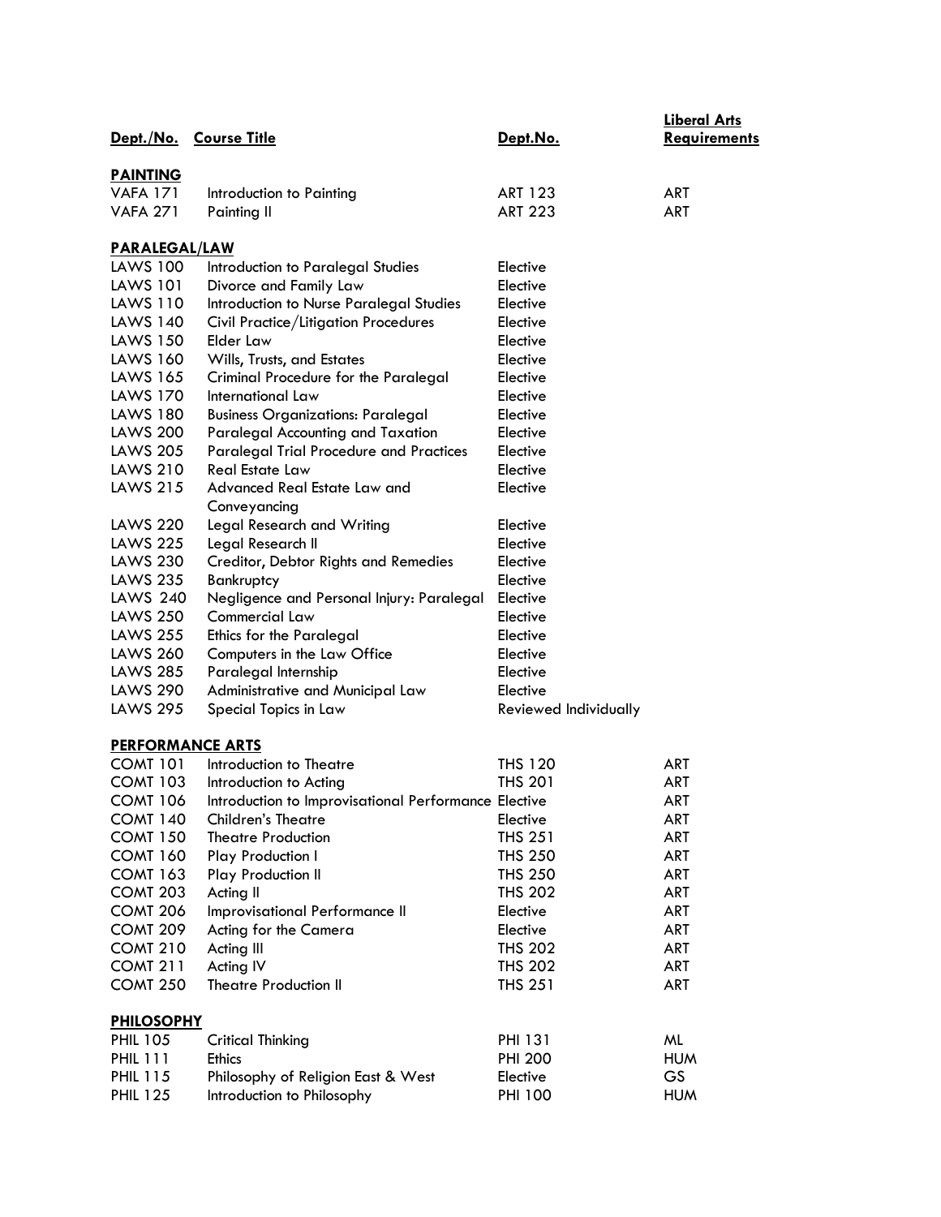| Dept./No. | Course Title | Dept.No. | Liberal Arts Requirements |
|---|---|---|---|
| **PAINTING** | | | |
| VAFA 171 | Introduction to Painting | ART 123 | ART |
| VAFA 271 | Painting II | ART 223 | ART |
| **PARALEGAL/LAW** | | | |
| LAWS 100 | Introduction to Paralegal Studies | Elective | |
| LAWS 101 | Divorce and Family Law | Elective | |
| LAWS 110 | Introduction to Nurse Paralegal Studies | Elective | |
| LAWS 140 | Civil Practice/Litigation Procedures | Elective | |
| LAWS 150 | Elder Law | Elective | |
| LAWS 160 | Wills, Trusts, and Estates | Elective | |
| LAWS 165 | Criminal Procedure for the Paralegal | Elective | |
| LAWS 170 | International Law | Elective | |
| LAWS 180 | Business Organizations: Paralegal | Elective | |
| LAWS 200 | Paralegal Accounting and Taxation | Elective | |
| LAWS 205 | Paralegal Trial Procedure and Practices | Elective | |
| LAWS 210 | Real Estate Law | Elective | |
| LAWS 215 | Advanced Real Estate Law and Conveyancing | Elective | |
| LAWS 220 | Legal Research and Writing | Elective | |
| LAWS 225 | Legal Research II | Elective | |
| LAWS 230 | Creditor, Debtor Rights and Remedies | Elective | |
| LAWS 235 | Bankruptcy | Elective | |
| LAWS 240 | Negligence and Personal Injury: Paralegal | Elective | |
| LAWS 250 | Commercial Law | Elective | |
| LAWS 255 | Ethics for the Paralegal | Elective | |
| LAWS 260 | Computers in the Law Office | Elective | |
| LAWS 285 | Paralegal Internship | Elective | |
| LAWS 290 | Administrative and Municipal Law | Elective | |
| LAWS 295 | Special Topics in Law | Reviewed Individually | |
| **PERFORMANCE ARTS** | | | |
| COMT 101 | Introduction to Theatre | THS 120 | ART |
| COMT 103 | Introduction to Acting | THS 201 | ART |
| COMT 106 | Introduction to Improvisational Performance | Elective | ART |
| COMT 140 | Children's Theatre | Elective | ART |
| COMT 150 | Theatre Production | THS 251 | ART |
| COMT 160 | Play Production I | THS 250 | ART |
| COMT 163 | Play Production II | THS 250 | ART |
| COMT 203 | Acting II | THS 202 | ART |
| COMT 206 | Improvisational Performance II | Elective | ART |
| COMT 209 | Acting for the Camera | Elective | ART |
| COMT 210 | Acting III | THS 202 | ART |
| COMT 211 | Acting IV | THS 202 | ART |
| COMT 250 | Theatre Production II | THS 251 | ART |
| **PHILOSOPHY** | | | |
| PHIL 105 | Critical Thinking | PHI 131 | ML |
| PHIL 111 | Ethics | PHI 200 | HUM |
| PHIL 115 | Philosophy of Religion East & West | Elective | GS |
| PHIL 125 | Introduction to Philosophy | PHI 100 | HUM |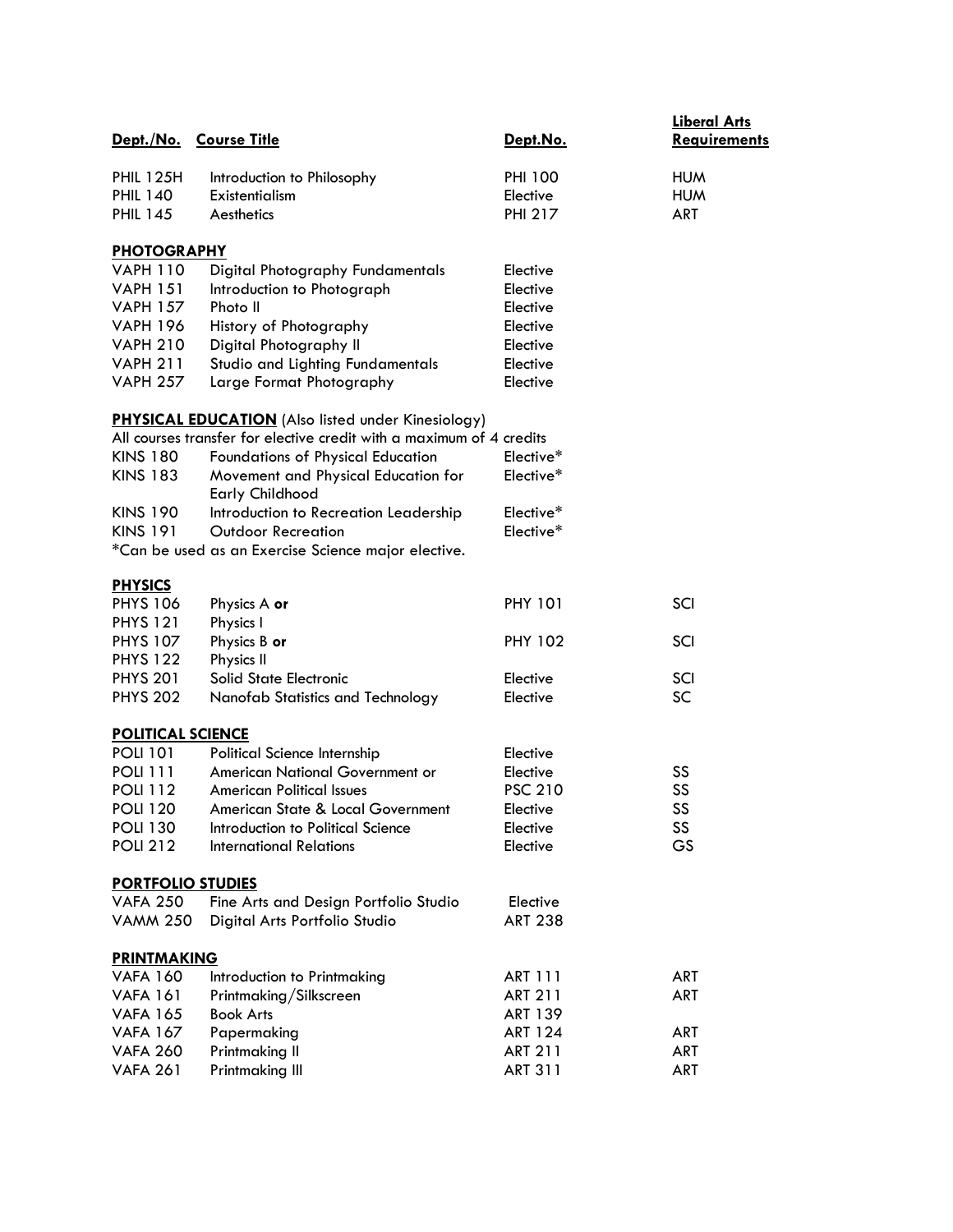| Dept./No. | Course Title | Dept.No. | Liberal Arts Requirements |
|---|---|---|---|
| PHIL 125H | Introduction to Philosophy | PHI 100 | HUM |
| PHIL 140 | Existentialism | Elective | HUM |
| PHIL 145 | Aesthetics | PHI 217 | ART |

**PHOTOGRAPHY**

| | | | |
|---|---|---|---|
| VAPH 110 | Digital Photography Fundamentals | Elective | |
| VAPH 151 | Introduction to Photograph | Elective | |
| VAPH 157 | Photo II | Elective | |
| VAPH 196 | History of Photography | Elective | |
| VAPH 210 | Digital Photography II | Elective | |
| VAPH 211 | Studio and Lighting Fundamentals | Elective | |
| VAPH 257 | Large Format Photography | Elective | |

**PHYSICAL EDUCATION** (Also listed under Kinesiology)

All courses transfer for elective credit with a maximum of 4 credits

| | | | |
|---|---|---|---|
| KINS 180 | Foundations of Physical Education | Elective* | |
| KINS 183 | Movement and Physical Education for Early Childhood | Elective* | |
| KINS 190 | Introduction to Recreation Leadership | Elective* | |
| KINS 191 | Outdoor Recreation | Elective* | |

*Can be used as an Exercise Science major elective.

**PHYSICS**

| | | | |
|---|---|---|---|
| PHYS 106 | Physics A **or** | PHY 101 | SCI |
| PHYS 121 | Physics I | | |
| PHYS 107 | Physics B **or** | PHY 102 | SCI |
| PHYS 122 | Physics II | | |
| PHYS 201 | Solid State Electronic | Elective | SCI |
| PHYS 202 | Nanofab Statistics and Technology | Elective | SC |

**POLITICAL SCIENCE**

| | | | |
|---|---|---|---|
| POLI 101 | Political Science Internship | Elective | |
| POLI 111 | American National Government or | Elective | SS |
| POLI 112 | American Political Issues | PSC 210 | SS |
| POLI 120 | American State & Local Government | Elective | SS |
| POLI 130 | Introduction to Political Science | Elective | SS |
| POLI 212 | International Relations | Elective | GS |

**PORTFOLIO STUDIES**

| | | | |
|---|---|---|---|
| VAFA 250 | Fine Arts and Design Portfolio Studio | Elective | |
| VAMM 250 | Digital Arts Portfolio Studio | ART 238 | |

**PRINTMAKING**

| | | | |
|---|---|---|---|
| VAFA 160 | Introduction to Printmaking | ART 111 | ART |
| VAFA 161 | Printmaking/Silkscreen | ART 211 | ART |
| VAFA 165 | Book Arts | ART 139 | |
| VAFA 167 | Papermaking | ART 124 | ART |
| VAFA 260 | Printmaking II | ART 211 | ART |
| VAFA 261 | Printmaking III | ART 311 | ART |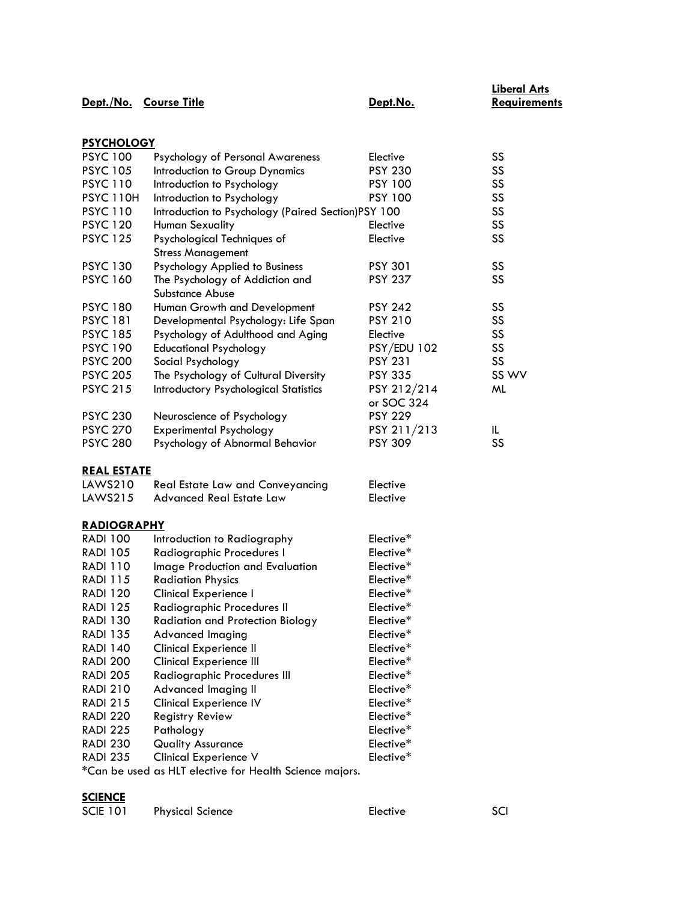| Dept./No. | Course Title | Dept.No. | Liberal Arts Requirements |
|---|---|---|---|
| **PSYCHOLOGY** | | | |
| PSYC 100 | Psychology of Personal Awareness | Elective | SS |
| PSYC 105 | Introduction to Group Dynamics | PSY 230 | SS |
| PSYC 110 | Introduction to Psychology | PSY 100 | SS |
| PSYC 110H | Introduction to Psychology | PSY 100 | SS |
| PSYC 110 | Introduction to Psychology (Paired Section) | PSY 100 | SS |
| PSYC 120 | Human Sexuality | Elective | SS |
| PSYC 125 | Psychological Techniques of Stress Management | Elective | SS |
| PSYC 130 | Psychology Applied to Business | PSY 301 | SS |
| PSYC 160 | The Psychology of Addiction and Substance Abuse | PSY 237 | SS |
| PSYC 180 | Human Growth and Development | PSY 242 | SS |
| PSYC 181 | Developmental Psychology: Life Span | PSY 210 | SS |
| PSYC 185 | Psychology of Adulthood and Aging | Elective | SS |
| PSYC 190 | Educational Psychology | PSY/EDU 102 | SS |
| PSYC 200 | Social Psychology | PSY 231 | SS |
| PSYC 205 | The Psychology of Cultural Diversity | PSY 335 | SS WV |
| PSYC 215 | Introductory Psychological Statistics | PSY 212/214 or SOC 324 | ML |
| PSYC 230 | Neuroscience of Psychology | PSY 229 | |
| PSYC 270 | Experimental Psychology | PSY 211/213 | IL |
| PSYC 280 | Psychology of Abnormal Behavior | PSY 309 | SS |
| **REAL ESTATE** | | | |
| LAWS210 | Real Estate Law and Conveyancing | Elective | |
| LAWS215 | Advanced Real Estate Law | Elective | |
| **RADIOGRAPHY** | | | |
| RADI 100 | Introduction to Radiography | Elective* | |
| RADI 105 | Radiographic Procedures I | Elective* | |
| RADI 110 | Image Production and Evaluation | Elective* | |
| RADI 115 | Radiation Physics | Elective* | |
| RADI 120 | Clinical Experience I | Elective* | |
| RADI 125 | Radiographic Procedures II | Elective* | |
| RADI 130 | Radiation and Protection Biology | Elective* | |
| RADI 135 | Advanced Imaging | Elective* | |
| RADI 140 | Clinical Experience II | Elective* | |
| RADI 200 | Clinical Experience III | Elective* | |
| RADI 205 | Radiographic Procedures III | Elective* | |
| RADI 210 | Advanced Imaging II | Elective* | |
| RADI 215 | Clinical Experience IV | Elective* | |
| RADI 220 | Registry Review | Elective* | |
| RADI 225 | Pathology | Elective* | |
| RADI 230 | Quality Assurance | Elective* | |
| RADI 235 | Clinical Experience V | Elective* | |

*Can be used as HLT elective for Health Science majors.

| Dept./No. | Course Title | Dept.No. | Liberal Arts Requirements |
|---|---|---|---|
| **SCIENCE** | | | |
| SCIE 101 | Physical Science | Elective | SCI |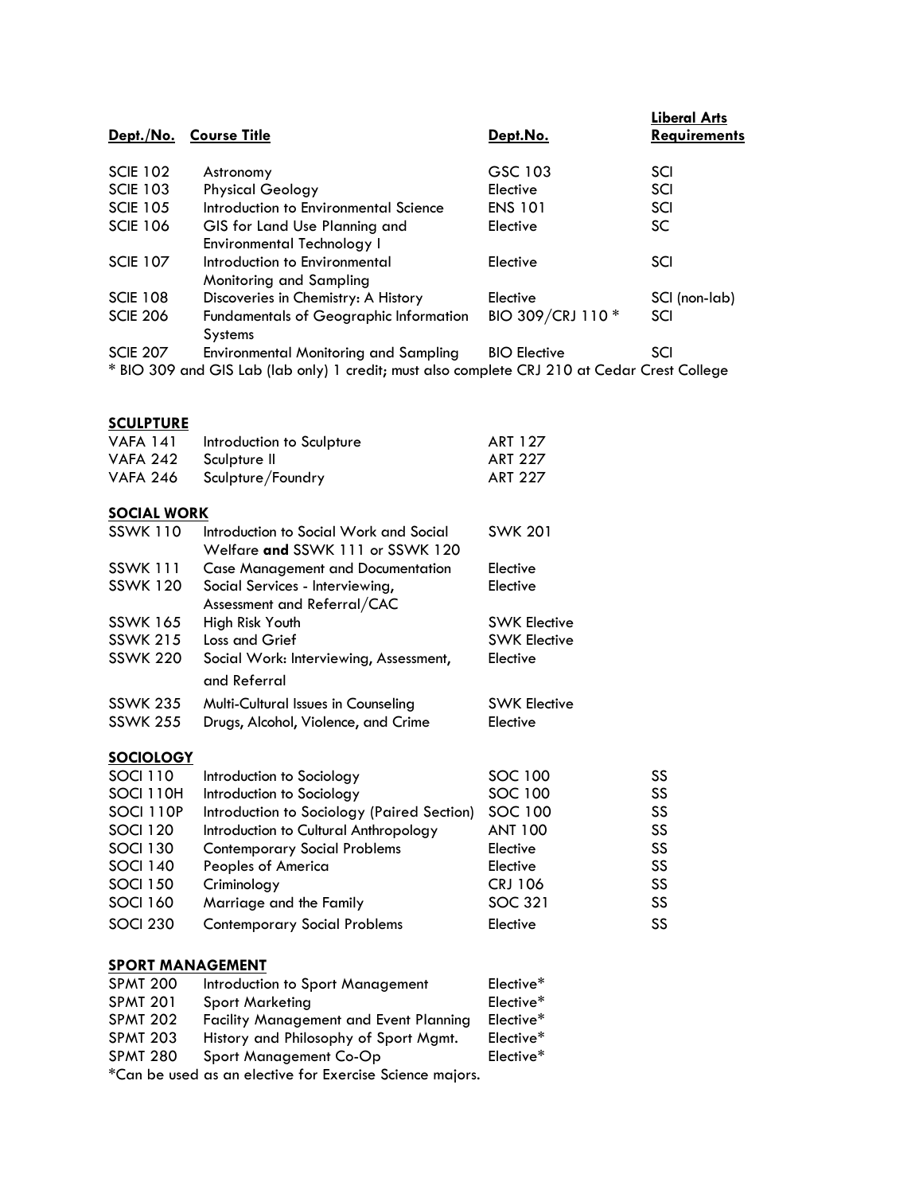| Dept./No. | Course Title | Dept.No. | Liberal Arts Requirements |
|---|---|---|---|
| SCIE 102 | Astronomy | GSC 103 | SCI |
| SCIE 103 | Physical Geology | Elective | SCI |
| SCIE 105 | Introduction to Environmental Science | ENS 101 | SCI |
| SCIE 106 | GIS for Land Use Planning and Environmental Technology I | Elective | SC |
| SCIE 107 | Introduction to Environmental Monitoring and Sampling | Elective | SCI |
| SCIE 108 | Discoveries in Chemistry: A History | Elective | SCI (non-lab) |
| SCIE 206 | Fundamentals of Geographic Information Systems | BIO 309/CRJ 110 * | SCI |
| SCIE 207 | Environmental Monitoring and Sampling | BIO Elective | SCI |

* BIO 309 and GIS Lab (lab only) 1 credit; must also complete CRJ 210 at Cedar Crest College

**SCULPTURE**

| | | |
|---|---|---|
| VAFA 141 | Introduction to Sculpture | ART 127 |
| VAFA 242 | Sculpture II | ART 227 |
| VAFA 246 | Sculpture/Foundry | ART 227 |

**SOCIAL WORK**

| | | |
|---|---|---|
| SSWK 110 | Introduction to Social Work and Social Welfare **and** SSWK 111 or SSWK 120 | SWK 201 |
| SSWK 111 | Case Management and Documentation | Elective |
| SSWK 120 | Social Services - Interviewing, Assessment and Referral/CAC | Elective |
| SSWK 165 | High Risk Youth | SWK Elective |
| SSWK 215 | Loss and Grief | SWK Elective |
| SSWK 220 | Social Work: Interviewing, Assessment, and Referral | Elective |
| SSWK 235 | Multi-Cultural Issues in Counseling | SWK Elective |
| SSWK 255 | Drugs, Alcohol, Violence, and Crime | Elective |

**SOCIOLOGY**

| | | | |
|---|---|---|---|
| SOCI 110 | Introduction to Sociology | SOC 100 | SS |
| SOCI 110H | Introduction to Sociology | SOC 100 | SS |
| SOCI 110P | Introduction to Sociology (Paired Section) | SOC 100 | SS |
| SOCI 120 | Introduction to Cultural Anthropology | ANT 100 | SS |
| SOCI 130 | Contemporary Social Problems | Elective | SS |
| SOCI 140 | Peoples of America | Elective | SS |
| SOCI 150 | Criminology | CRJ 106 | SS |
| SOCI 160 | Marriage and the Family | SOC 321 | SS |
| SOCI 230 | Contemporary Social Problems | Elective | SS |

**SPORT MANAGEMENT**

| | | |
|---|---|---|
| SPMT 200 | Introduction to Sport Management | Elective* |
| SPMT 201 | Sport Marketing | Elective* |
| SPMT 202 | Facility Management and Event Planning | Elective* |
| SPMT 203 | History and Philosophy of Sport Mgmt. | Elective* |
| SPMT 280 | Sport Management Co-Op | Elective* |

*Can be used as an elective for Exercise Science majors.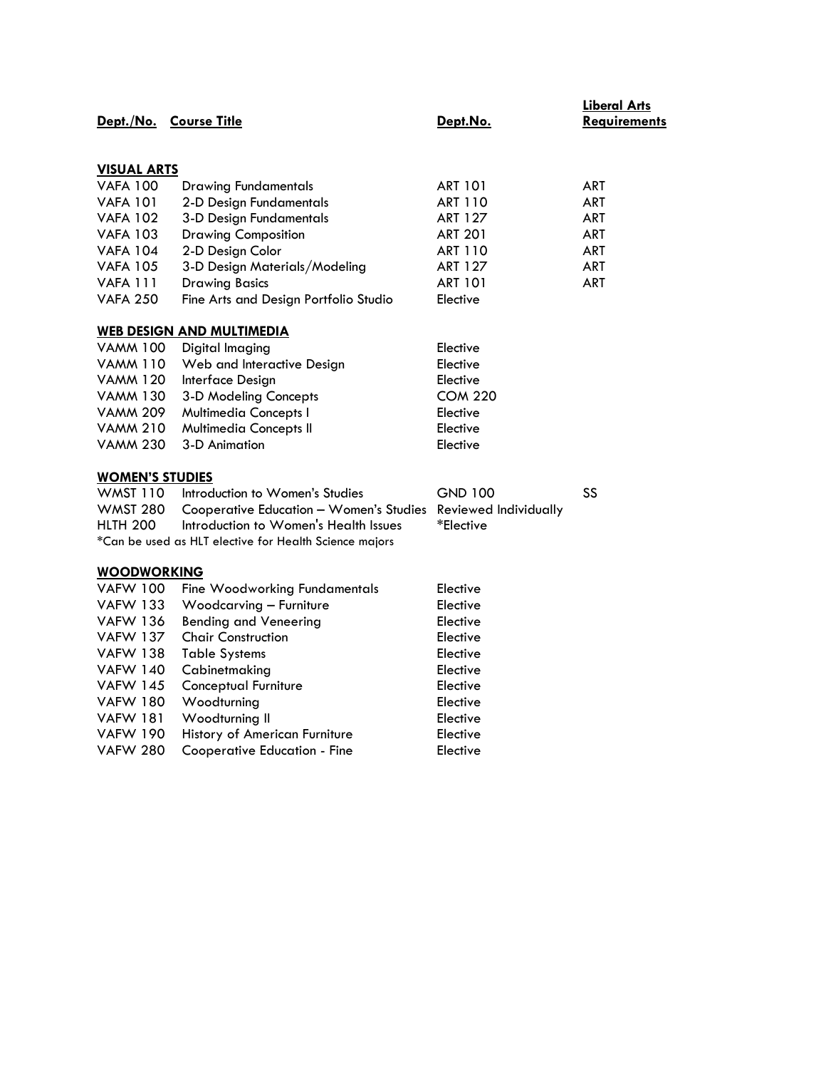| Dept./No. | Course Title | Dept.No. | Liberal Arts Requirements |
|---|---|---|---|
| **VISUAL ARTS** | | | |
| VAFA 100 | Drawing Fundamentals | ART 101 | ART |
| VAFA 101 | 2-D Design Fundamentals | ART 110 | ART |
| VAFA 102 | 3-D Design Fundamentals | ART 127 | ART |
| VAFA 103 | Drawing Composition | ART 201 | ART |
| VAFA 104 | 2-D Design Color | ART 110 | ART |
| VAFA 105 | 3-D Design Materials/Modeling | ART 127 | ART |
| VAFA 111 | Drawing Basics | ART 101 | ART |
| VAFA 250 | Fine Arts and Design Portfolio Studio | Elective | |
| **WEB DESIGN AND MULTIMEDIA** | | | |
| VAMM 100 | Digital Imaging | Elective | |
| VAMM 110 | Web and Interactive Design | Elective | |
| VAMM 120 | Interface Design | Elective | |
| VAMM 130 | 3-D Modeling Concepts | COM 220 | |
| VAMM 209 | Multimedia Concepts I | Elective | |
| VAMM 210 | Multimedia Concepts II | Elective | |
| VAMM 230 | 3-D Animation | Elective | |
| **WOMEN'S STUDIES** | | | |
| WMST 110 | Introduction to Women's Studies | GND 100 | SS |
| WMST 280 | Cooperative Education – Women's Studies | Reviewed Individually | |
| HLTH 200 | Introduction to Women's Health Issues | *Elective | |
| **WOODWORKING** | | | |
| VAFW 100 | Fine Woodworking Fundamentals | Elective | |
| VAFW 133 | Woodcarving – Furniture | Elective | |
| VAFW 136 | Bending and Veneering | Elective | |
| VAFW 137 | Chair Construction | Elective | |
| VAFW 138 | Table Systems | Elective | |
| VAFW 140 | Cabinetmaking | Elective | |
| VAFW 145 | Conceptual Furniture | Elective | |
| VAFW 180 | Woodturning | Elective | |
| VAFW 181 | Woodturning II | Elective | |
| VAFW 190 | History of American Furniture | Elective | |
| VAFW 280 | Cooperative Education - Fine | Elective | |

*Can be used as HLT elective for Health Science majors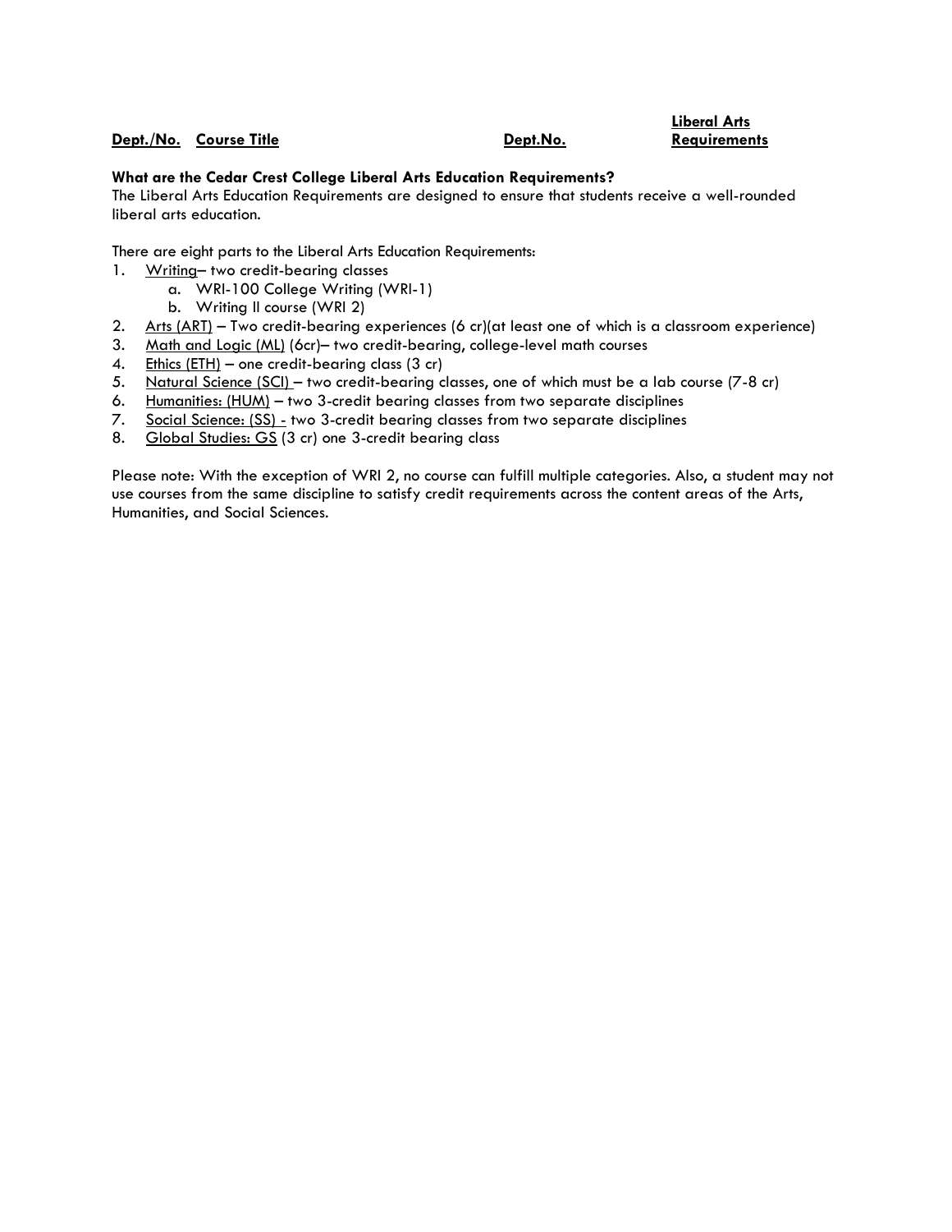**What are the Cedar Crest College Liberal Arts Education Requirements?**
The Liberal Arts Education Requirements are designed to ensure that students receive a well-rounded liberal arts education.

There are eight parts to the Liberal Arts Education Requirements:

1. Writing– two credit-bearing classes
   a. WRI-100 College Writing (WRI-1)
   b. Writing II course (WRI 2)
2. Arts (ART) – Two credit-bearing experiences (6 cr)(at least one of which is a classroom experience)
3. Math and Logic (ML) (6cr)– two credit-bearing, college-level math courses
4. Ethics (ETH) – one credit-bearing class (3 cr)
5. Natural Science (SCI) – two credit-bearing classes, one of which must be a lab course (7-8 cr)
6. Humanities: (HUM) – two 3-credit bearing classes from two separate disciplines
7. Social Science: (SS) - two 3-credit bearing classes from two separate disciplines
8. Global Studies: GS (3 cr) one 3-credit bearing class

Please note: With the exception of WRI 2, no course can fulfill multiple categories. Also, a student may not use courses from the same discipline to satisfy credit requirements across the content areas of the Arts, Humanities, and Social Sciences.